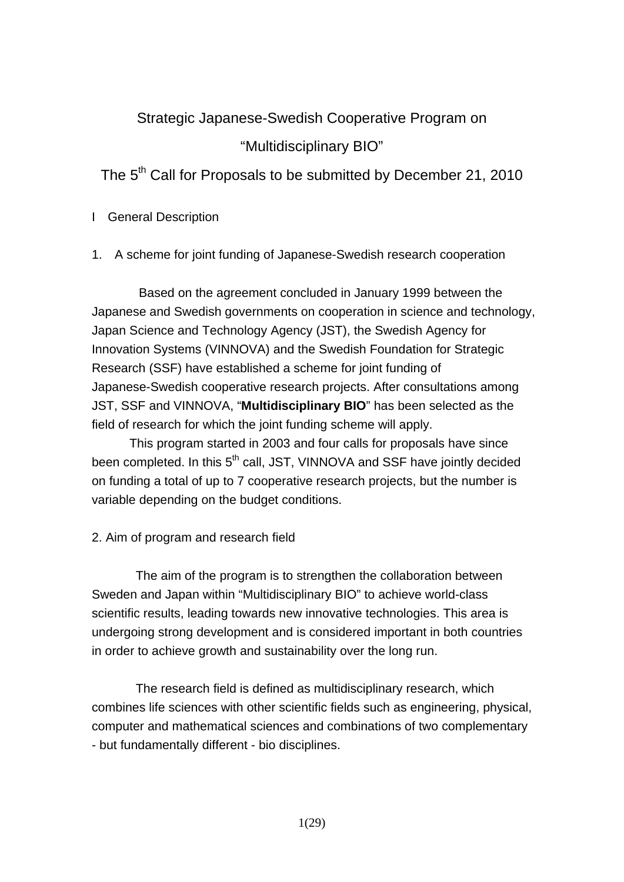# Strategic Japanese-Swedish Cooperative Program on "Multidisciplinary BIO"

## The 5th Call for Proposals to be submitted by December 21, 2010

## I General Description

### 1. A scheme for joint funding of Japanese-Swedish research cooperation

Based on the agreement concluded in January 1999 between the Japanese and Swedish governments on cooperation in science and technology, Japan Science and Technology Agency (JST), the Swedish Agency for Innovation Systems (VINNOVA) and the Swedish Foundation for Strategic Research (SSF) have established a scheme for joint funding of Japanese-Swedish cooperative research projects. After consultations among JST, SSF and VINNOVA, "**Multidisciplinary BIO**" has been selected as the field of research for which the joint funding scheme will apply.

This program started in 2003 and four calls for proposals have since been completed. In this 5th call, JST, VINNOVA and SSF have jointly decided on funding a total of up to 7 cooperative research projects, but the number is variable depending on the budget conditions.

### 2. Aim of program and research field

The aim of the program is to strengthen the collaboration between Sweden and Japan within "Multidisciplinary BIO" to achieve world-class scientific results, leading towards new innovative technologies. This area is undergoing strong development and is considered important in both countries in order to achieve growth and sustainability over the long run.

The research field is defined as multidisciplinary research, which combines life sciences with other scientific fields such as engineering, physical, computer and mathematical sciences and combinations of two complementary - but fundamentally different - bio disciplines.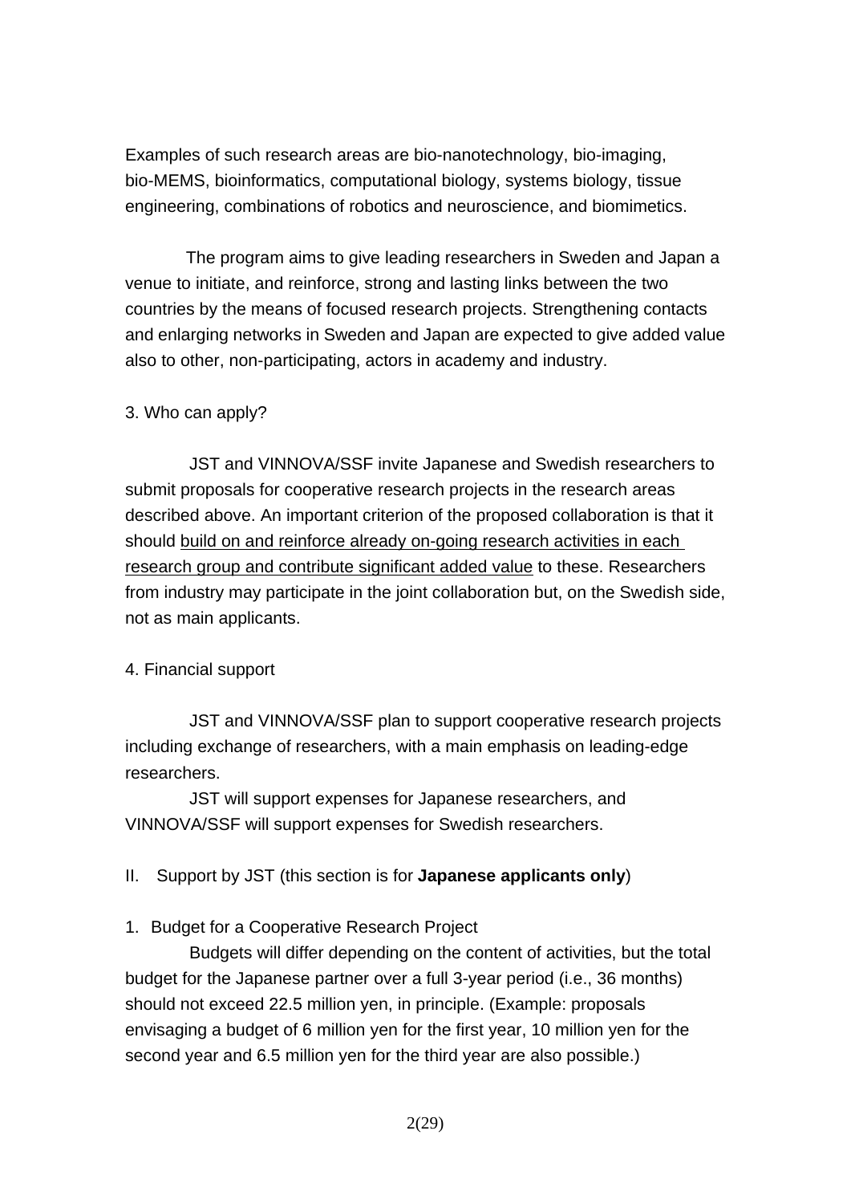Examples of such research areas are bio-nanotechnology, bio-imaging, bio-MEMS, bioinformatics, computational biology, systems biology, tissue engineering, combinations of robotics and neuroscience, and biomimetics.

The program aims to give leading researchers in Sweden and Japan a venue to initiate, and reinforce, strong and lasting links between the two countries by the means of focused research projects. Strengthening contacts and enlarging networks in Sweden and Japan are expected to give added value also to other, non-participating, actors in academy and industry.

3. Who can apply?

JST and VINNOVA/SSF invite Japanese and Swedish researchers to submit proposals for cooperative research projects in the research areas described above. An important criterion of the proposed collaboration is that it should <u>build on and reinforce already on-going research activities in each research group and contribute significant added value</u> to these. Researchers from industry may participate in the joint collaboration but, on the Swedish side, not as main applicants.

4. Financial support

JST and VINNOVA/SSF plan to support cooperative research projects including exchange of researchers, with a main emphasis on leading-edge researchers.

JST will support expenses for Japanese researchers, and VINNOVA/SSF will support expenses for Swedish researchers.

II. Support by JST (this section is for **Japanese applicants only**)

1. Budget for a Cooperative Research Project

Budgets will differ depending on the content of activities, but the total budget for the Japanese partner over a full 3-year period (i.e., 36 months) should not exceed 22.5 million yen, in principle. (Example: proposals envisaging a budget of 6 million yen for the first year, 10 million yen for the second year and 6.5 million yen for the third year are also possible.)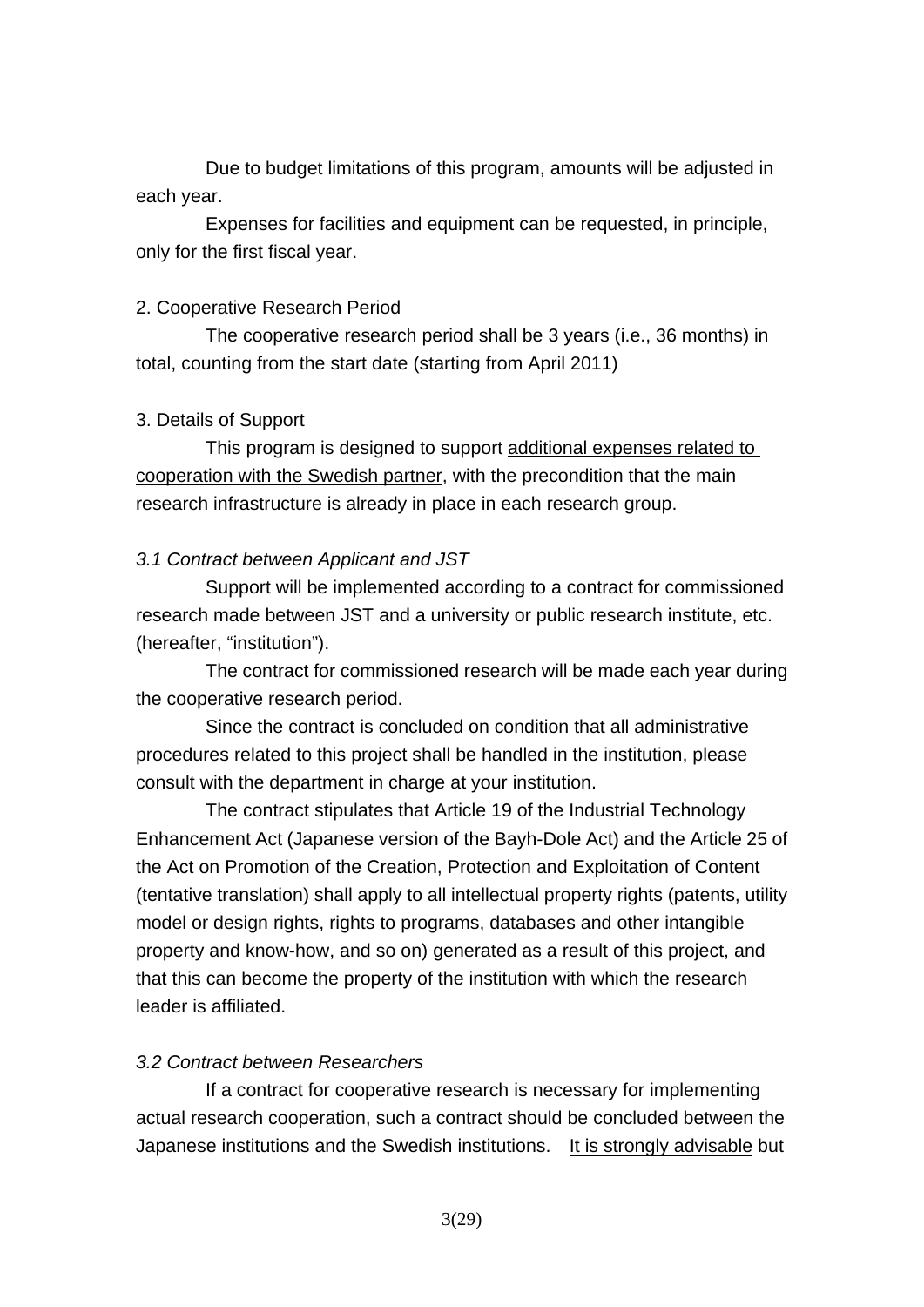Due to budget limitations of this program, amounts will be adjusted in each year.

Expenses for facilities and equipment can be requested, in principle, only for the first fiscal year.

2. Cooperative Research Period

The cooperative research period shall be 3 years (i.e., 36 months) in total, counting from the start date (starting from April 2011)

3. Details of Support

This program is designed to support <u>additional expenses related to cooperation with the Swedish partner</u>, with the precondition that the main research infrastructure is already in place in each research group.

*3.1 Contract between Applicant and JST*

Support will be implemented according to a contract for commissioned research made between JST and a university or public research institute, etc. (hereafter, "institution").

The contract for commissioned research will be made each year during the cooperative research period.

Since the contract is concluded on condition that all administrative procedures related to this project shall be handled in the institution, please consult with the department in charge at your institution.

The contract stipulates that Article 19 of the Industrial Technology Enhancement Act (Japanese version of the Bayh-Dole Act) and the Article 25 of the Act on Promotion of the Creation, Protection and Exploitation of Content (tentative translation) shall apply to all intellectual property rights (patents, utility model or design rights, rights to programs, databases and other intangible property and know-how, and so on) generated as a result of this project, and that this can become the property of the institution with which the research leader is affiliated.

*3.2 Contract between Researchers*

If a contract for cooperative research is necessary for implementing actual research cooperation, such a contract should be concluded between the Japanese institutions and the Swedish institutions. <u>It is strongly advisable</u> but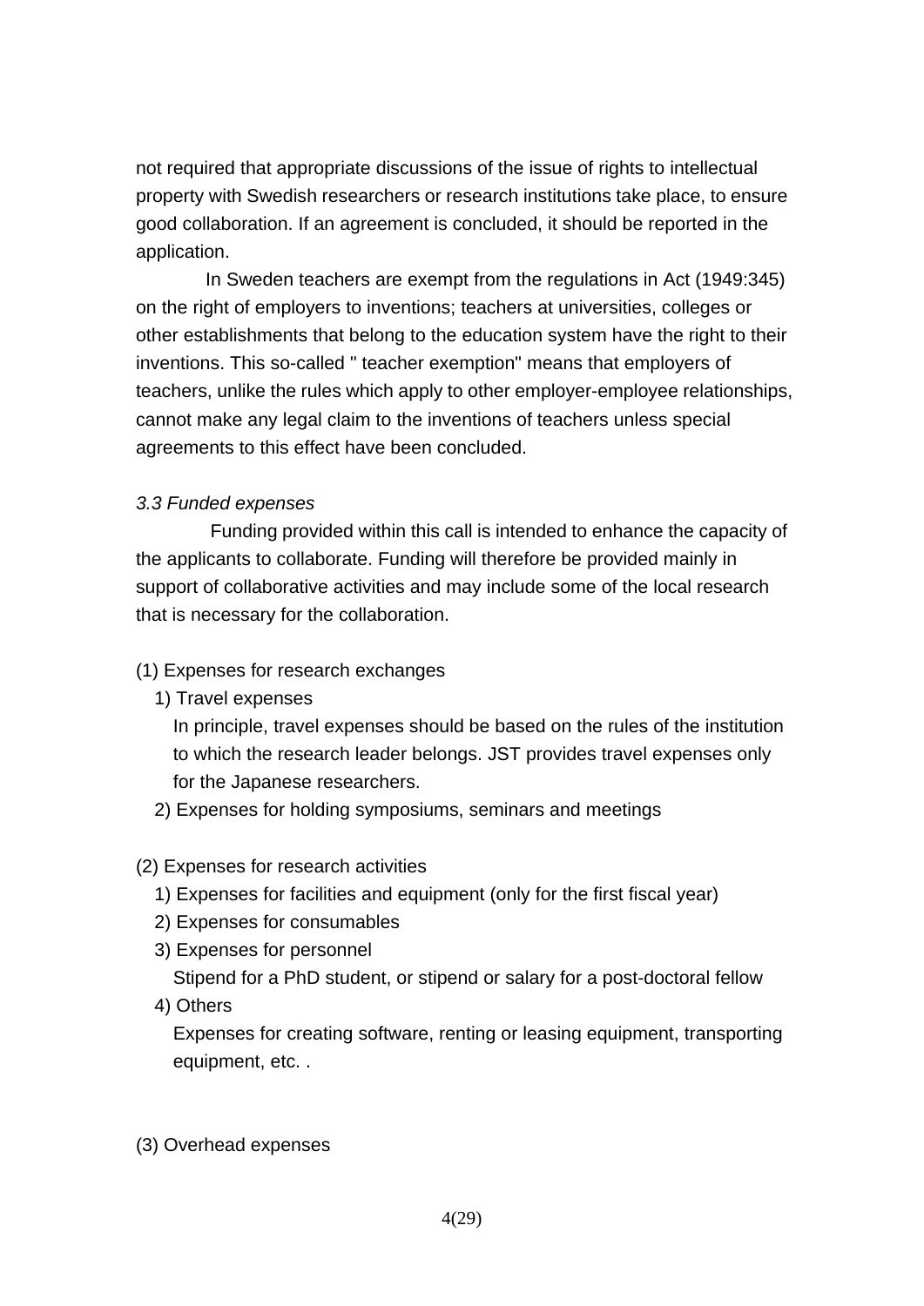not required that appropriate discussions of the issue of rights to intellectual property with Swedish researchers or research institutions take place, to ensure good collaboration. If an agreement is concluded, it should be reported in the application.

In Sweden teachers are exempt from the regulations in Act (1949:345) on the right of employers to inventions; teachers at universities, colleges or other establishments that belong to the education system have the right to their inventions. This so-called " teacher exemption" means that employers of teachers, unlike the rules which apply to other employer-employee relationships, cannot make any legal claim to the inventions of teachers unless special agreements to this effect have been concluded.

*3.3 Funded expenses*

Funding provided within this call is intended to enhance the capacity of the applicants to collaborate. Funding will therefore be provided mainly in support of collaborative activities and may include some of the local research that is necessary for the collaboration.

(1) Expenses for research exchanges

1) Travel expenses

In principle, travel expenses should be based on the rules of the institution to which the research leader belongs. JST provides travel expenses only for the Japanese researchers.

2) Expenses for holding symposiums, seminars and meetings

(2) Expenses for research activities

1) Expenses for facilities and equipment (only for the first fiscal year)

2) Expenses for consumables

3) Expenses for personnel

Stipend for a PhD student, or stipend or salary for a post-doctoral fellow

4) Others

Expenses for creating software, renting or leasing equipment, transporting equipment, etc. .

(3) Overhead expenses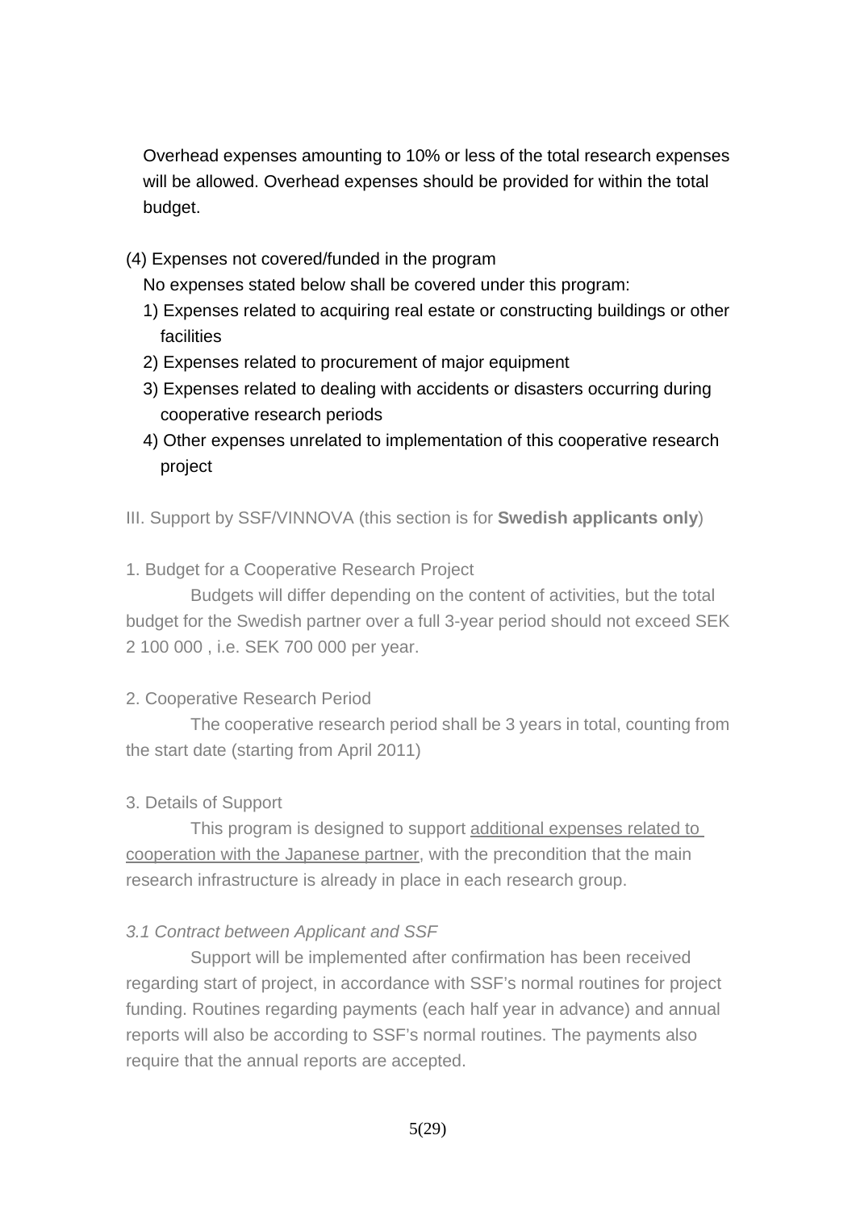Overhead expenses amounting to 10% or less of the total research expenses will be allowed. Overhead expenses should be provided for within the total budget.

(4) Expenses not covered/funded in the program

No expenses stated below shall be covered under this program:

1) Expenses related to acquiring real estate or constructing buildings or other facilities
2) Expenses related to procurement of major equipment
3) Expenses related to dealing with accidents or disasters occurring during cooperative research periods
4) Other expenses unrelated to implementation of this cooperative research project

## III. Support by SSF/VINNOVA (this section is for **Swedish applicants only**)

### 1. Budget for a Cooperative Research Project

Budgets will differ depending on the content of activities, but the total budget for the Swedish partner over a full 3-year period should not exceed SEK 2 100 000 , i.e. SEK 700 000 per year.

### 2. Cooperative Research Period

The cooperative research period shall be 3 years in total, counting from the start date (starting from April 2011)

### 3. Details of Support

This program is designed to support additional expenses related to cooperation with the Japanese partner, with the precondition that the main research infrastructure is already in place in each research group.

#### *3.1 Contract between Applicant and SSF*

Support will be implemented after confirmation has been received regarding start of project, in accordance with SSF's normal routines for project funding. Routines regarding payments (each half year in advance) and annual reports will also be according to SSF's normal routines. The payments also require that the annual reports are accepted.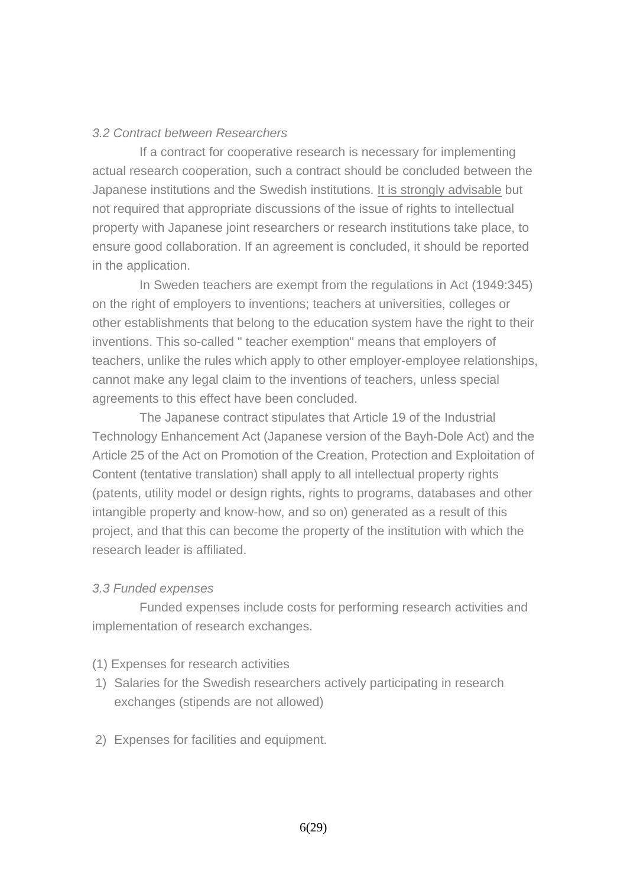*3.2 Contract between Researchers*

If a contract for cooperative research is necessary for implementing actual research cooperation, such a contract should be concluded between the Japanese institutions and the Swedish institutions. It is strongly advisable but not required that appropriate discussions of the issue of rights to intellectual property with Japanese joint researchers or research institutions take place, to ensure good collaboration. If an agreement is concluded, it should be reported in the application.

In Sweden teachers are exempt from the regulations in Act (1949:345) on the right of employers to inventions; teachers at universities, colleges or other establishments that belong to the education system have the right to their inventions. This so-called " teacher exemption" means that employers of teachers, unlike the rules which apply to other employer-employee relationships, cannot make any legal claim to the inventions of teachers, unless special agreements to this effect have been concluded.

The Japanese contract stipulates that Article 19 of the Industrial Technology Enhancement Act (Japanese version of the Bayh-Dole Act) and the Article 25 of the Act on Promotion of the Creation, Protection and Exploitation of Content (tentative translation) shall apply to all intellectual property rights (patents, utility model or design rights, rights to programs, databases and other intangible property and know-how, and so on) generated as a result of this project, and that this can become the property of the institution with which the research leader is affiliated.

*3.3 Funded expenses*

Funded expenses include costs for performing research activities and implementation of research exchanges.

(1) Expenses for research activities

1) Salaries for the Swedish researchers actively participating in research exchanges (stipends are not allowed)

2) Expenses for facilities and equipment.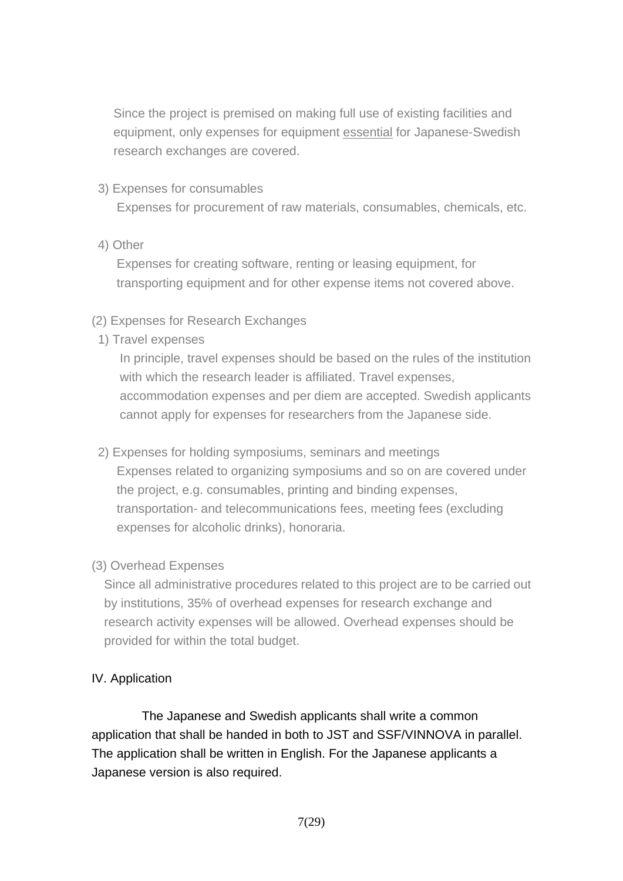Since the project is premised on making full use of existing facilities and equipment, only expenses for equipment <u>essential</u> for Japanese-Swedish research exchanges are covered.

3) Expenses for consumables

Expenses for procurement of raw materials, consumables, chemicals, etc.

4) Other

Expenses for creating software, renting or leasing equipment, for transporting equipment and for other expense items not covered above.

(2) Expenses for Research Exchanges

1) Travel expenses

In principle, travel expenses should be based on the rules of the institution with which the research leader is affiliated. Travel expenses, accommodation expenses and per diem are accepted. Swedish applicants cannot apply for expenses for researchers from the Japanese side.

2) Expenses for holding symposiums, seminars and meetings

Expenses related to organizing symposiums and so on are covered under the project, e.g. consumables, printing and binding expenses, transportation- and telecommunications fees, meeting fees (excluding expenses for alcoholic drinks), honoraria.

(3) Overhead Expenses

Since all administrative procedures related to this project are to be carried out by institutions, 35% of overhead expenses for research exchange and research activity expenses will be allowed. Overhead expenses should be provided for within the total budget.

## IV. Application

The Japanese and Swedish applicants shall write a common application that shall be handed in both to JST and SSF/VINNOVA in parallel. The application shall be written in English. For the Japanese applicants a Japanese version is also required.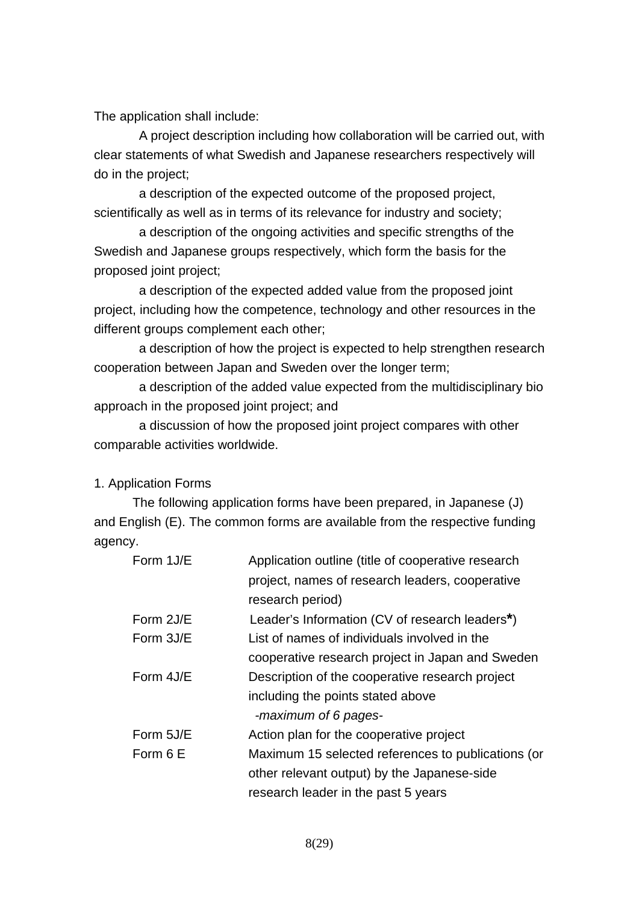The application shall include:

A project description including how collaboration will be carried out, with clear statements of what Swedish and Japanese researchers respectively will do in the project;

a description of the expected outcome of the proposed project, scientifically as well as in terms of its relevance for industry and society;

a description of the ongoing activities and specific strengths of the Swedish and Japanese groups respectively, which form the basis for the proposed joint project;

a description of the expected added value from the proposed joint project, including how the competence, technology and other resources in the different groups complement each other;

a description of how the project is expected to help strengthen research cooperation between Japan and Sweden over the longer term;

a description of the added value expected from the multidisciplinary bio approach in the proposed joint project; and

a discussion of how the proposed joint project compares with other comparable activities worldwide.

1. Application Forms

The following application forms have been prepared, in Japanese (J) and English (E). The common forms are available from the respective funding agency.

| | |
|---|---|
| Form 1J/E | Application outline (title of cooperative research project, names of research leaders, cooperative research period) |
| Form 2J/E | Leader's Information (CV of research leaders**\***) |
| Form 3J/E | List of names of individuals involved in the cooperative research project in Japan and Sweden |
| Form 4J/E | Description of the cooperative research project including the points stated above *-maximum of 6 pages-* |
| Form 5J/E | Action plan for the cooperative project |
| Form 6 E | Maximum 15 selected references to publications (or other relevant output) by the Japanese-side research leader in the past 5 years |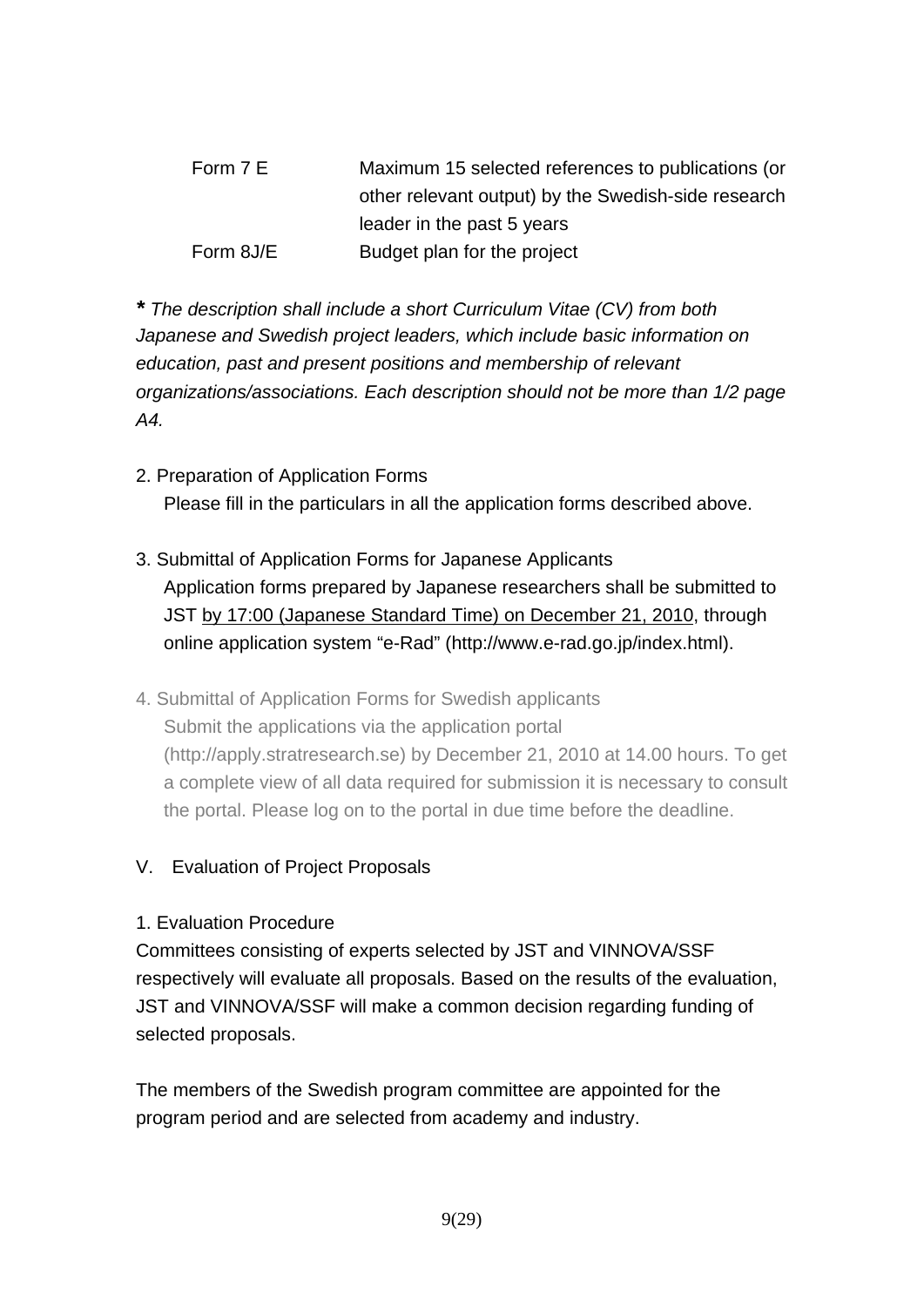| | |
|---|---|
| Form 7 E | Maximum 15 selected references to publications (or other relevant output) by the Swedish-side research leader in the past 5 years |
| Form 8J/E | Budget plan for the project |

*** *The description shall include a short Curriculum Vitae (CV) from both Japanese and Swedish project leaders, which include basic information on education, past and present positions and membership of relevant organizations/associations. Each description should not be more than 1/2 page A4.***

2. Preparation of Application Forms

   Please fill in the particulars in all the application forms described above.

3. Submittal of Application Forms for Japanese Applicants

   Application forms prepared by Japanese researchers shall be submitted to JST by 17:00 (Japanese Standard Time) on December 21, 2010, through online application system "e-Rad" (http://www.e-rad.go.jp/index.html).

4. Submittal of Application Forms for Swedish applicants

   Submit the applications via the application portal (http://apply.stratresearch.se) by December 21, 2010 at 14.00 hours. To get a complete view of all data required for submission it is necessary to consult the portal. Please log on to the portal in due time before the deadline.

## V. Evaluation of Project Proposals

### 1. Evaluation Procedure

Committees consisting of experts selected by JST and VINNOVA/SSF respectively will evaluate all proposals. Based on the results of the evaluation, JST and VINNOVA/SSF will make a common decision regarding funding of selected proposals.

The members of the Swedish program committee are appointed for the program period and are selected from academy and industry.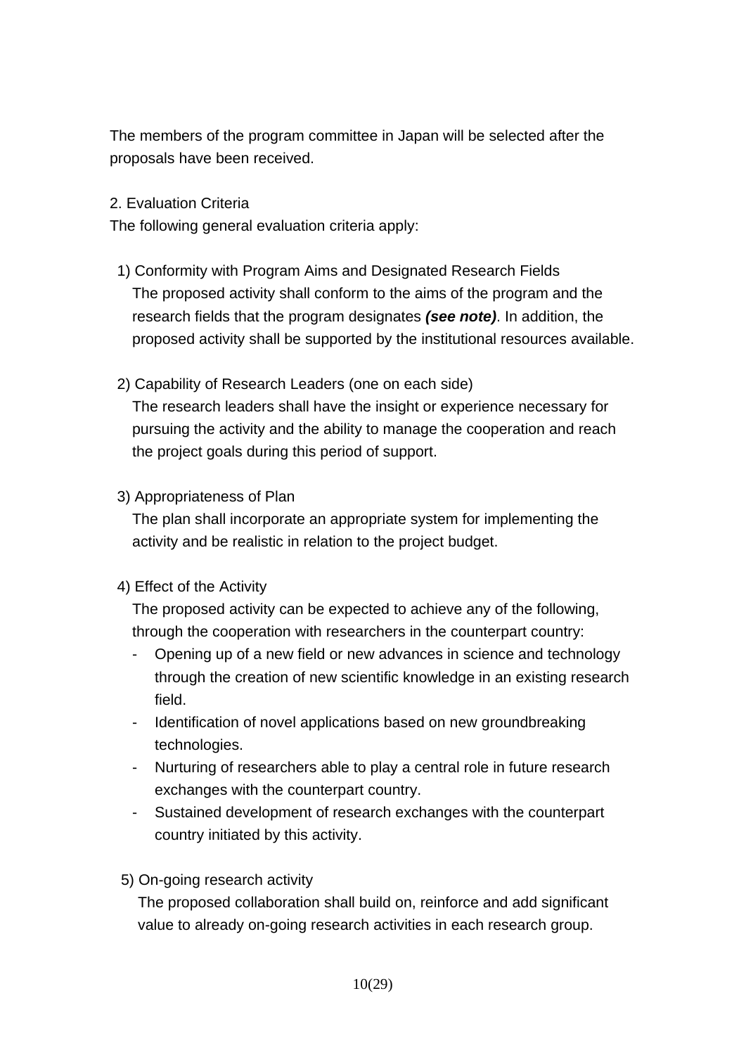The members of the program committee in Japan will be selected after the proposals have been received.

## 2. Evaluation Criteria

The following general evaluation criteria apply:

1) Conformity with Program Aims and Designated Research Fields
   The proposed activity shall conform to the aims of the program and the research fields that the program designates ***(see note)***. In addition, the proposed activity shall be supported by the institutional resources available.

2) Capability of Research Leaders (one on each side)
   The research leaders shall have the insight or experience necessary for pursuing the activity and the ability to manage the cooperation and reach the project goals during this period of support.

3) Appropriateness of Plan
   The plan shall incorporate an appropriate system for implementing the activity and be realistic in relation to the project budget.

4) Effect of the Activity
   The proposed activity can be expected to achieve any of the following, through the cooperation with researchers in the counterpart country:
   - Opening up of a new field or new advances in science and technology through the creation of new scientific knowledge in an existing research field.
   - Identification of novel applications based on new groundbreaking technologies.
   - Nurturing of researchers able to play a central role in future research exchanges with the counterpart country.
   - Sustained development of research exchanges with the counterpart country initiated by this activity.

5) On-going research activity
   The proposed collaboration shall build on, reinforce and add significant value to already on-going research activities in each research group.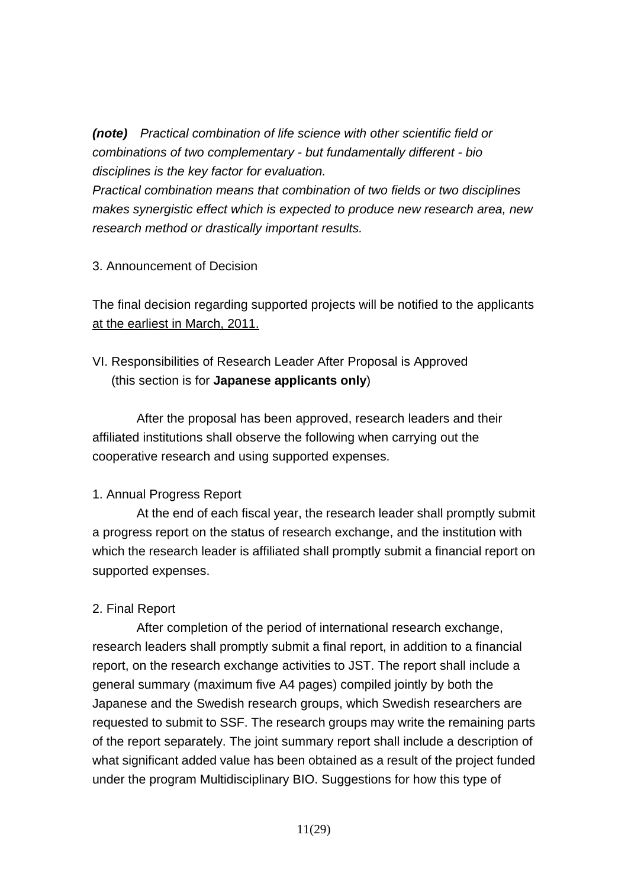***(note)*** *Practical combination of life science with other scientific field or combinations of two complementary - but fundamentally different - bio disciplines is the key factor for evaluation.*
*Practical combination means that combination of two fields or two disciplines makes synergistic effect which is expected to produce new research area, new research method or drastically important results.*

### 3. Announcement of Decision

The final decision regarding supported projects will be notified to the applicants <u>at the earliest in March, 2011.</u>

## VI. Responsibilities of Research Leader After Proposal is Approved (this section is for **Japanese applicants only**)

After the proposal has been approved, research leaders and their affiliated institutions shall observe the following when carrying out the cooperative research and using supported expenses.

### 1. Annual Progress Report

At the end of each fiscal year, the research leader shall promptly submit a progress report on the status of research exchange, and the institution with which the research leader is affiliated shall promptly submit a financial report on supported expenses.

### 2. Final Report

After completion of the period of international research exchange, research leaders shall promptly submit a final report, in addition to a financial report, on the research exchange activities to JST. The report shall include a general summary (maximum five A4 pages) compiled jointly by both the Japanese and the Swedish research groups, which Swedish researchers are requested to submit to SSF. The research groups may write the remaining parts of the report separately. The joint summary report shall include a description of what significant added value has been obtained as a result of the project funded under the program Multidisciplinary BIO. Suggestions for how this type of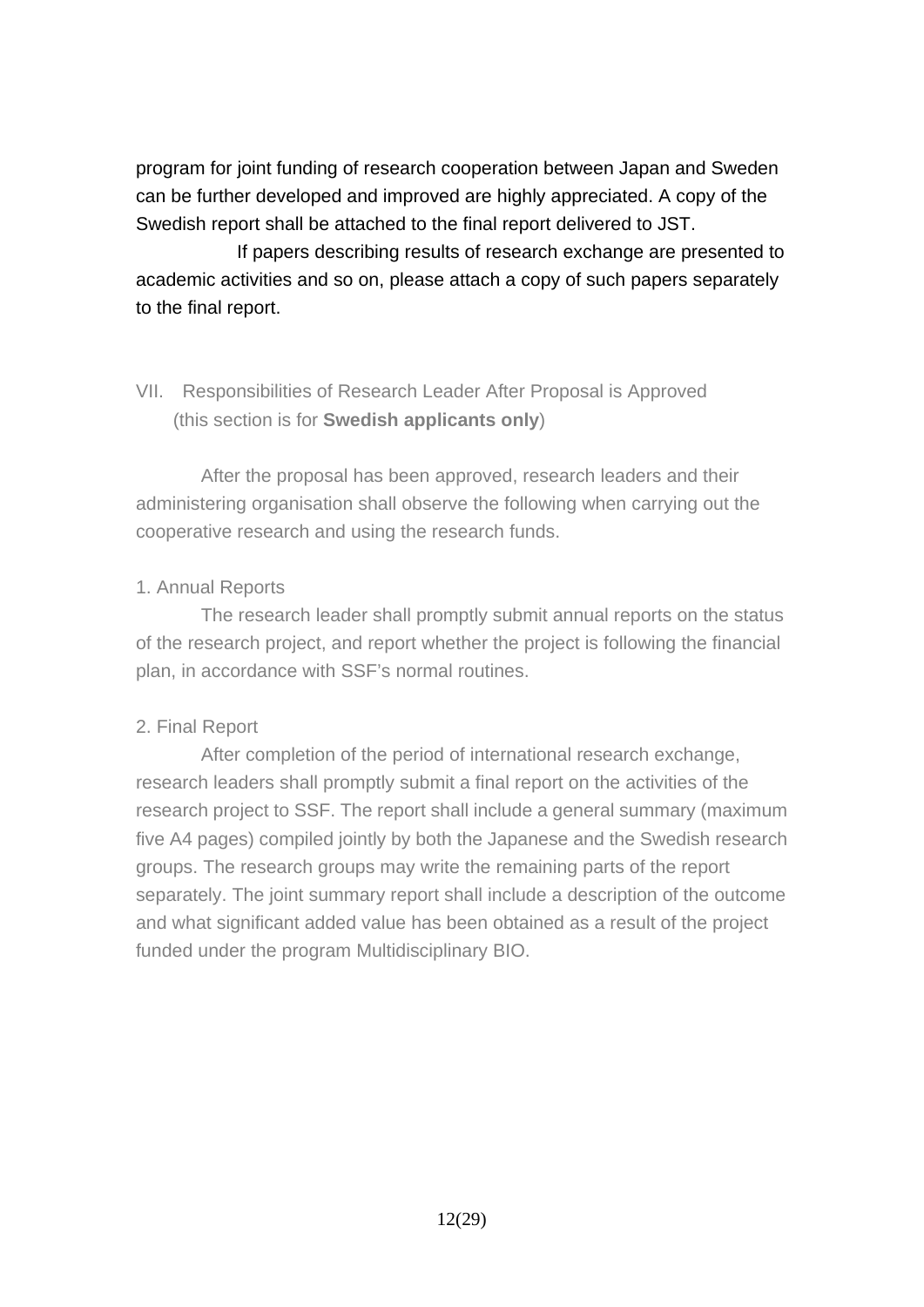program for joint funding of research cooperation between Japan and Sweden can be further developed and improved are highly appreciated. A copy of the Swedish report shall be attached to the final report delivered to JST.

If papers describing results of research exchange are presented to academic activities and so on, please attach a copy of such papers separately to the final report.

## VII. Responsibilities of Research Leader After Proposal is Approved (this section is for **Swedish applicants only**)

After the proposal has been approved, research leaders and their administering organisation shall observe the following when carrying out the cooperative research and using the research funds.

### 1. Annual Reports

The research leader shall promptly submit annual reports on the status of the research project, and report whether the project is following the financial plan, in accordance with SSF's normal routines.

### 2. Final Report

After completion of the period of international research exchange, research leaders shall promptly submit a final report on the activities of the research project to SSF. The report shall include a general summary (maximum five A4 pages) compiled jointly by both the Japanese and the Swedish research groups. The research groups may write the remaining parts of the report separately. The joint summary report shall include a description of the outcome and what significant added value has been obtained as a result of the project funded under the program Multidisciplinary BIO.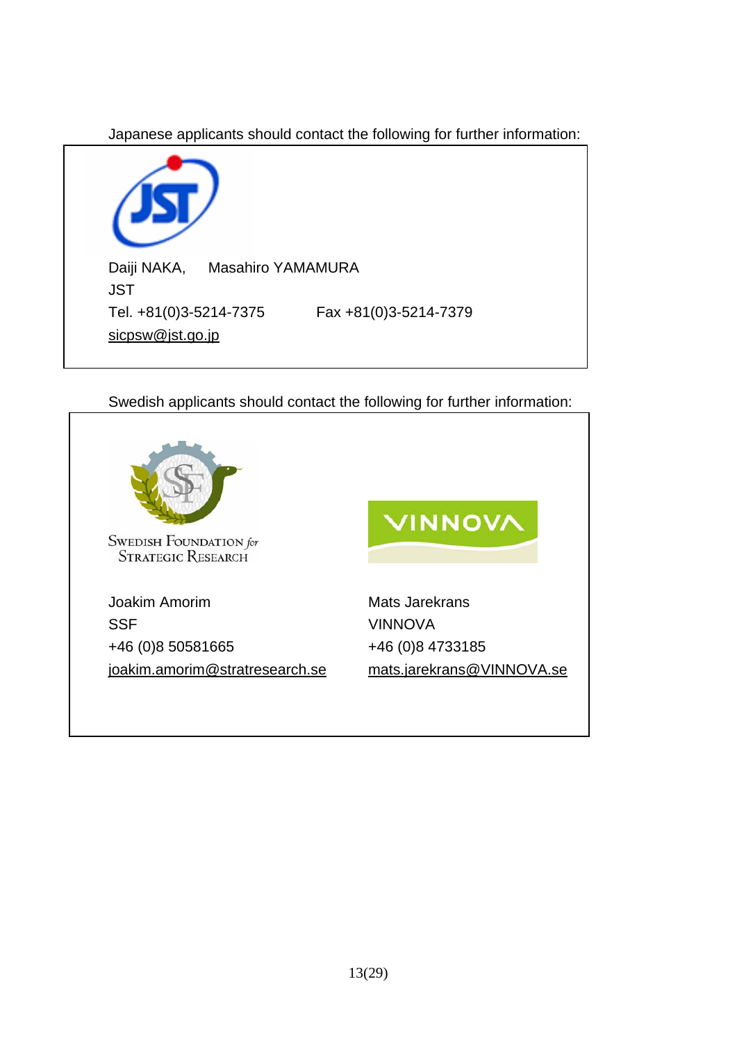Japanese applicants should contact the following for further information:

Daiji NAKA, Masahiro YAMAMURA
JST
Tel. +81(0)3-5214-7375 Fax +81(0)3-5214-7379
sicpsw@jst.go.jp

Swedish applicants should contact the following for further information:

Swedish Foundation for Strategic Research

VINNOVA

Joakim Amorim
SSF
+46 (0)8 50581665
joakim.amorim@stratresearch.se

Mats Jarekrans
VINNOVA
+46 (0)8 4733185
mats.jarekrans@VINNOVA.se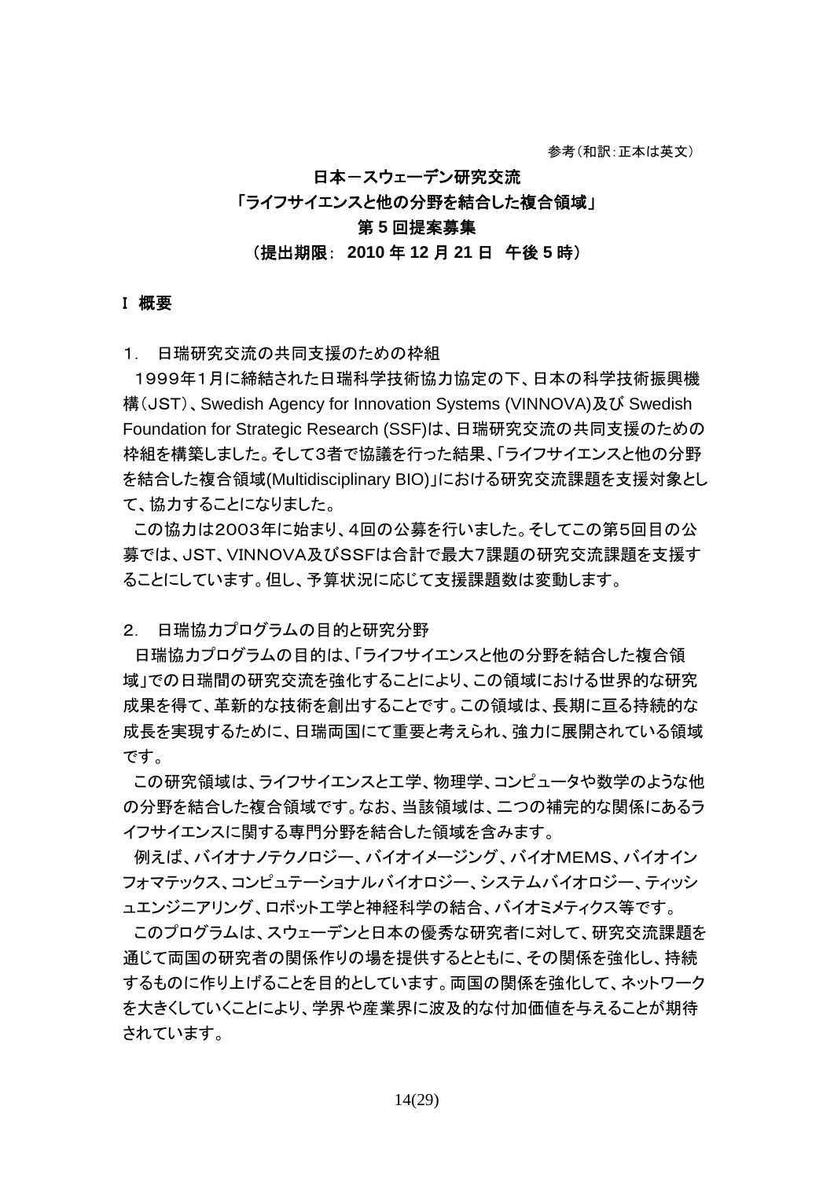参考（和訳：正本は英文）

# 日本－スウェーデン研究交流
# 「ライフサイエンスと他の分野を結合した複合領域」
# 第５回提案募集
# （提出期限： 2010 年 12 月 21 日　午後 5 時）

## Ⅰ 概要

### １． 日瑞研究交流の共同支援のための枠組

１９９９年１月に締結された日瑞科学技術協力協定の下、日本の科学技術振興機構（ＪＳＴ）、Swedish Agency for Innovation Systems (VINNOVA)及び Swedish Foundation for Strategic Research (SSF)は、日瑞研究交流の共同支援のための枠組を構築しました。そして３者で協議を行った結果、「ライフサイエンスと他の分野を結合した複合領域(Multidisciplinary BIO)」における研究交流課題を支援対象として、協力することになりました。

この協力は２００３年に始まり、４回の公募を行いました。そしてこの第５回目の公募では、JST、VINNOVA及びSSFは合計で最大７課題の研究交流課題を支援することにしています。但し、予算状況に応じて支援課題数は変動します。

### ２． 日瑞協力プログラムの目的と研究分野

日瑞協力プログラムの目的は、「ライフサイエンスと他の分野を結合した複合領域」での日瑞間の研究交流を強化することにより、この領域における世界的な研究成果を得て、革新的な技術を創出することです。この領域は、長期に亘る持続的な成長を実現するために、日瑞両国にて重要と考えられ、強力に展開されている領域です。

この研究領域は、ライフサイエンスと工学、物理学、コンピュータや数学のような他の分野を結合した複合領域です。なお、当該領域は、二つの補完的な関係にあるライフサイエンスに関する専門分野を結合した領域を含みます。

例えば、バイオナノテクノロジー、バイオイメージング、バイオMEMS、バイオインフォマテックス、コンピュテーショナルバイオロジー、システムバイオロジー、ティッシュエンジニアリング、ロボット工学と神経科学の結合、バイオミメティクス等です。

このプログラムは、スウェーデンと日本の優秀な研究者に対して、研究交流課題を通じて両国の研究者の関係作りの場を提供するとともに、その関係を強化し、持続するものに作り上げることを目的としています。両国の関係を強化して、ネットワークを大きくしていくことにより、学界や産業界に波及的な付加価値を与えることが期待されています。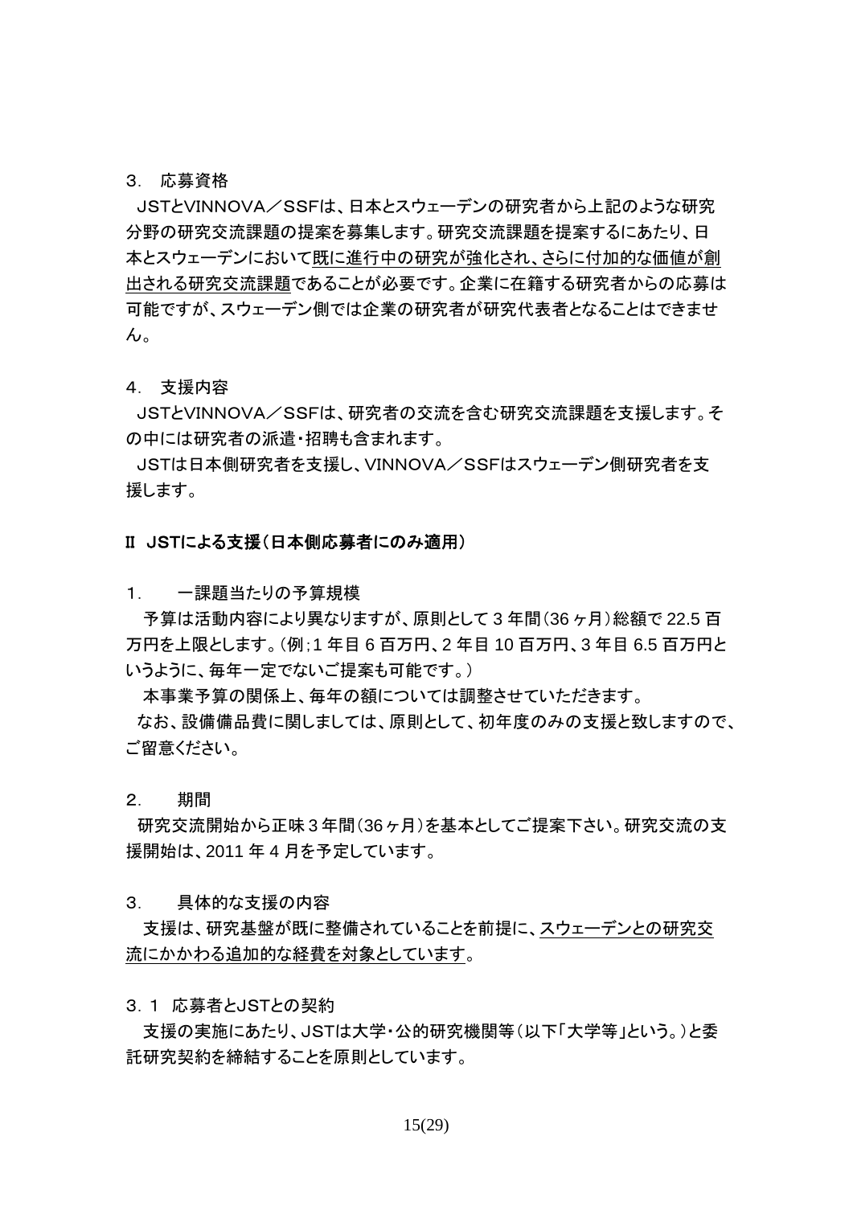３． 応募資格

JSTとVINNOVA／SSFは、日本とスウェーデンの研究者から上記のような研究分野の研究交流課題の提案を募集します。研究交流課題を提案するにあたり、日本とスウェーデンにおいて既に進行中の研究が強化され、さらに付加的な価値が創出される研究交流課題であることが必要です。企業に在籍する研究者からの応募は可能ですが、スウェーデン側では企業の研究者が研究代表者となることはできません。

４． 支援内容

JSTとVINNOVA／SSFは、研究者の交流を含む研究交流課題を支援します。その中には研究者の派遣・招聘も含まれます。

JSTは日本側研究者を支援し、VINNOVA／SSFはスウェーデン側研究者を支援します。

## Ⅱ JSTによる支援（日本側応募者にのみ適用）

１． 一課題当たりの予算規模

予算は活動内容により異なりますが、原則として 3 年間（36 ヶ月）総額で 22.5 百万円を上限とします。（例；1 年目 6 百万円、2 年目 10 百万円、3 年目 6.5 百万円というように、毎年一定でないご提案も可能です。）

本事業予算の関係上、毎年の額については調整させていただきます。

なお、設備備品費に関しましては、原則として、初年度のみの支援と致しますので、ご留意ください。

２． 期間

研究交流開始から正味３年間（36ヶ月）を基本としてご提案下さい。研究交流の支援開始は、2011 年 4 月を予定しています。

３． 具体的な支援の内容

支援は、研究基盤が既に整備されていることを前提に、スウェーデンとの研究交流にかかわる追加的な経費を対象としています。

３．１ 応募者とJSTとの契約

支援の実施にあたり、JSTは大学・公的研究機関等（以下「大学等」という。）と委託研究契約を締結することを原則としています。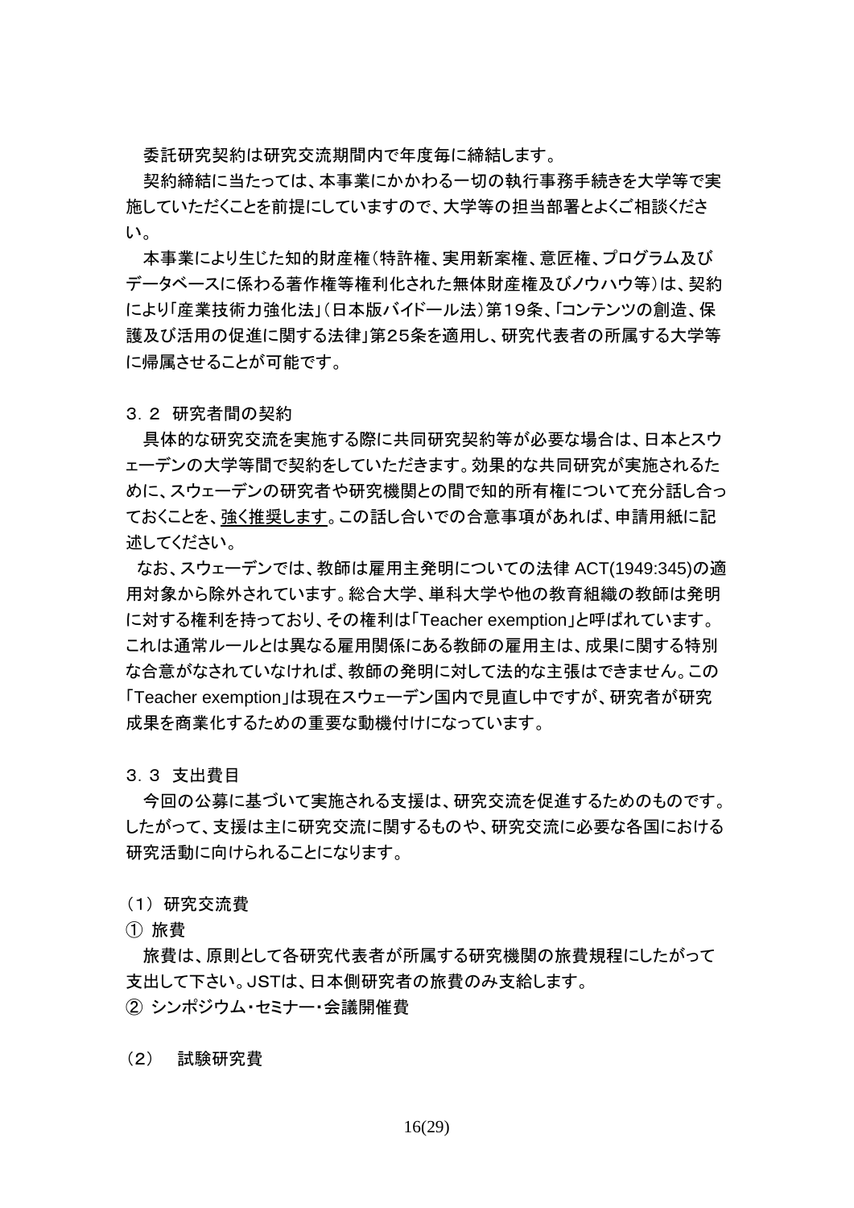委託研究契約は研究交流期間内で年度毎に締結します。

契約締結に当たっては、本事業にかかわる一切の執行事務手続きを大学等で実施していただくことを前提にしていますので、大学等の担当部署とよくご相談ください。

本事業により生じた知的財産権（特許権、実用新案権、意匠権、プログラム及びデータベースに係わる著作権等権利化された無体財産権及びノウハウ等）は、契約により「産業技術力強化法」（日本版バイドール法）第19条、「コンテンツの創造、保護及び活用の促進に関する法律」第25条を適用し、研究代表者の所属する大学等に帰属させることが可能です。

### 3．2　研究者間の契約

具体的な研究交流を実施する際に共同研究契約等が必要な場合は、日本とスウェーデンの大学等間で契約をしていただきます。効果的な共同研究が実施されるために、スウェーデンの研究者や研究機関との間で知的所有権について充分話し合っておくことを、<u>強く推奨します</u>。この話し合いでの合意事項があれば、申請用紙に記述してください。

なお、スウェーデンでは、教師は雇用主発明についての法律 ACT(1949:345)の適用対象から除外されています。総合大学、単科大学や他の教育組織の教師は発明に対する権利を持っており、その権利は「Teacher exemption」と呼ばれています。これは通常ルールとは異なる雇用関係にある教師の雇用主は、成果に関する特別な合意がなされていなければ、教師の発明に対して法的な主張はできません。この「Teacher exemption」は現在スウェーデン国内で見直し中ですが、研究者が研究成果を商業化するための重要な動機付けになっています。

### 3．3　支出費目

今回の公募に基づいて実施される支援は、研究交流を促進するためのものです。したがって、支援は主に研究交流に関するものや、研究交流に必要な各国における研究活動に向けられることになります。

（1）研究交流費

① 旅費

旅費は、原則として各研究代表者が所属する研究機関の旅費規程にしたがって支出して下さい。JSTは、日本側研究者の旅費のみ支給します。

② シンポジウム・セミナー・会議開催費

（2）　試験研究費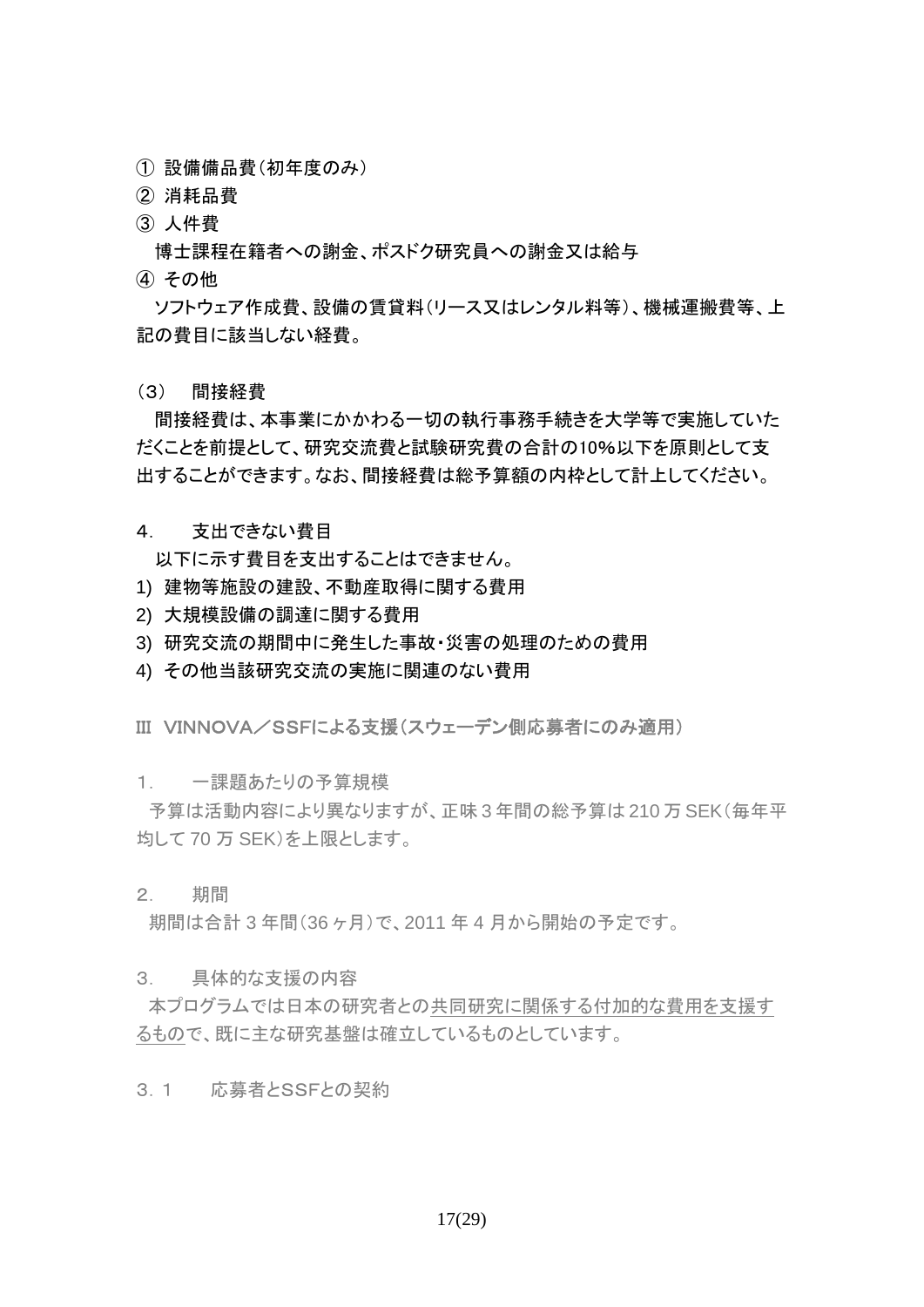① 設備備品費（初年度のみ）

② 消耗品費

③ 人件費

博士課程在籍者への謝金、ポスドク研究員への謝金又は給与

④ その他

ソフトウェア作成費、設備の賃貸料（リース又はレンタル料等）、機械運搬費等、上記の費目に該当しない経費。

（3）　間接経費

間接経費は、本事業にかかわる一切の執行事務手続きを大学等で実施していただくことを前提として、研究交流費と試験研究費の合計の10%以下を原則として支出することができます。なお、間接経費は総予算額の内枠として計上してください。

### 4.　支出できない費目

以下に示す費目を支出することはできません。

1) 建物等施設の建設、不動産取得に関する費用
2) 大規模設備の調達に関する費用
3) 研究交流の期間中に発生した事故・災害の処理のための費用
4) その他当該研究交流の実施に関連のない費用

## Ⅲ　VINNOVA／SSFによる支援（スウェーデン側応募者にのみ適用）

### 1.　一課題あたりの予算規模

予算は活動内容により異なりますが、正味 3 年間の総予算は 210 万 SEK（毎年平均して 70 万 SEK）を上限とします。

### 2.　期間

期間は合計 3 年間（36 ヶ月）で、2011 年 4 月から開始の予定です。

### 3.　具体的な支援の内容

本プログラムでは日本の研究者との共同研究に関係する付加的な費用を支援するもので、既に主な研究基盤は確立しているものとしています。

#### 3．1　応募者とSSFとの契約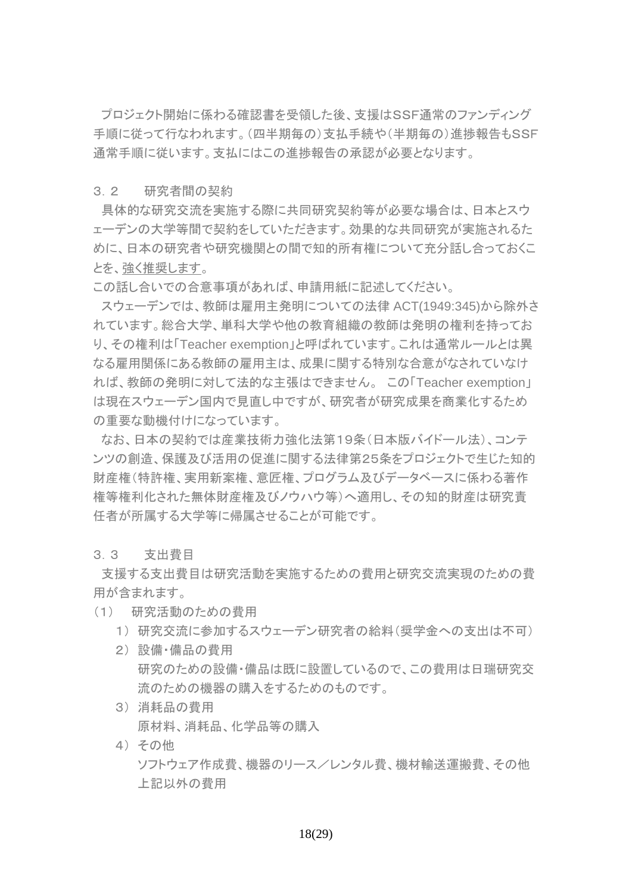プロジェクト開始に係わる確認書を受領した後、支援はSSF通常のファンディング手順に従って行なわれます。（四半期毎の）支払手続や（半期毎の）進捗報告もSSF通常手順に従います。支払にはこの進捗報告の承認が必要となります。

### ３．２　　研究者間の契約

具体的な研究交流を実施する際に共同研究契約等が必要な場合は、日本とスウェーデンの大学等間で契約をしていただきます。効果的な共同研究が実施されるために、日本の研究者や研究機関との間で知的所有権について充分話し合っておくことを、強く推奨します。
この話し合いでの合意事項があれば、申請用紙に記述してください。

スウェーデンでは、教師は雇用主発明についての法律 ACT(1949:345)から除外されています。総合大学、単科大学や他の教育組織の教師は発明の権利を持っており、その権利は「Teacher exemption」と呼ばれています。これは通常ルールとは異なる雇用関係にある教師の雇用主は、成果に関する特別な合意がなされていなければ、教師の発明に対して法的な主張はできません。 この「Teacher exemption」は現在スウェーデン国内で見直し中ですが、研究者が研究成果を商業化するための重要な動機付けになっています。

なお、日本の契約では産業技術力強化法第１９条（日本版バイドール法）、コンテンツの創造、保護及び活用の促進に関する法律第25条をプロジェクトで生じた知的財産権（特許権、実用新案権、意匠権、プログラム及びデータベースに係わる著作権等権利化された無体財産権及びノウハウ等）へ適用し、その知的財産は研究責任者が所属する大学等に帰属させることが可能です。

### ３．３　　支出費目

支援する支出費目は研究活動を実施するための費用と研究交流実現のための費用が含まれます。

（1）　研究活動のための費用

1）研究交流に参加するスウェーデン研究者の給料（奨学金への支出は不可）

2）設備・備品の費用
研究のための設備・備品は既に設置しているので、この費用は日瑞研究交流のための機器の購入をするためのものです。

3）消耗品の費用
原材料、消耗品、化学品等の購入

4）その他
ソフトウェア作成費、機器のリース／レンタル費、機材輸送運搬費、その他上記以外の費用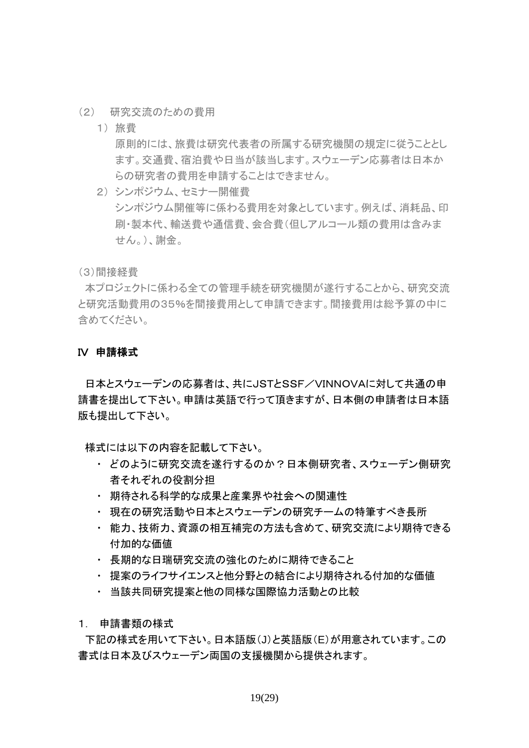（2）　研究交流のための費用

1）旅費

原則的には、旅費は研究代表者の所属する研究機関の規定に従うこととします。交通費、宿泊費や日当が該当します。スウェーデン応募者は日本からの研究者の費用を申請することはできません。

2）シンポジウム、セミナー開催費

シンポジウム開催等に係わる費用を対象としています。例えば、消耗品、印刷・製本代、輸送費や通信費、会合費（但しアルコール類の費用は含みません。）、謝金。

（3）間接経費

本プロジェクトに係わる全ての管理手続を研究機関が遂行することから、研究交流と研究活動費用の35%を間接費用として申請できます。間接費用は総予算の中に含めてください。

## Ⅳ 申請様式

日本とスウェーデンの応募者は、共にJSTとSSF／VINNOVAに対して共通の申請書を提出して下さい。申請は英語で行って頂きますが、日本側の申請者は日本語版も提出して下さい。

様式には以下の内容を記載して下さい。

- どのように研究交流を遂行するのか？日本側研究者、スウェーデン側研究者それぞれの役割分担
- 期待される科学的な成果と産業界や社会への関連性
- 現在の研究活動や日本とスウェーデンの研究チームの特筆すべき長所
- 能力、技術力、資源の相互補完の方法も含めて、研究交流により期待できる付加的な価値
- 長期的な日瑞研究交流の強化のために期待できること
- 提案のライフサイエンスと他分野との結合により期待される付加的な価値
- 当該共同研究提案と他の同様な国際協力活動との比較

1．　申請書類の様式

下記の様式を用いて下さい。日本語版(J)と英語版(E)が用意されています。この書式は日本及びスウェーデン両国の支援機関から提供されます。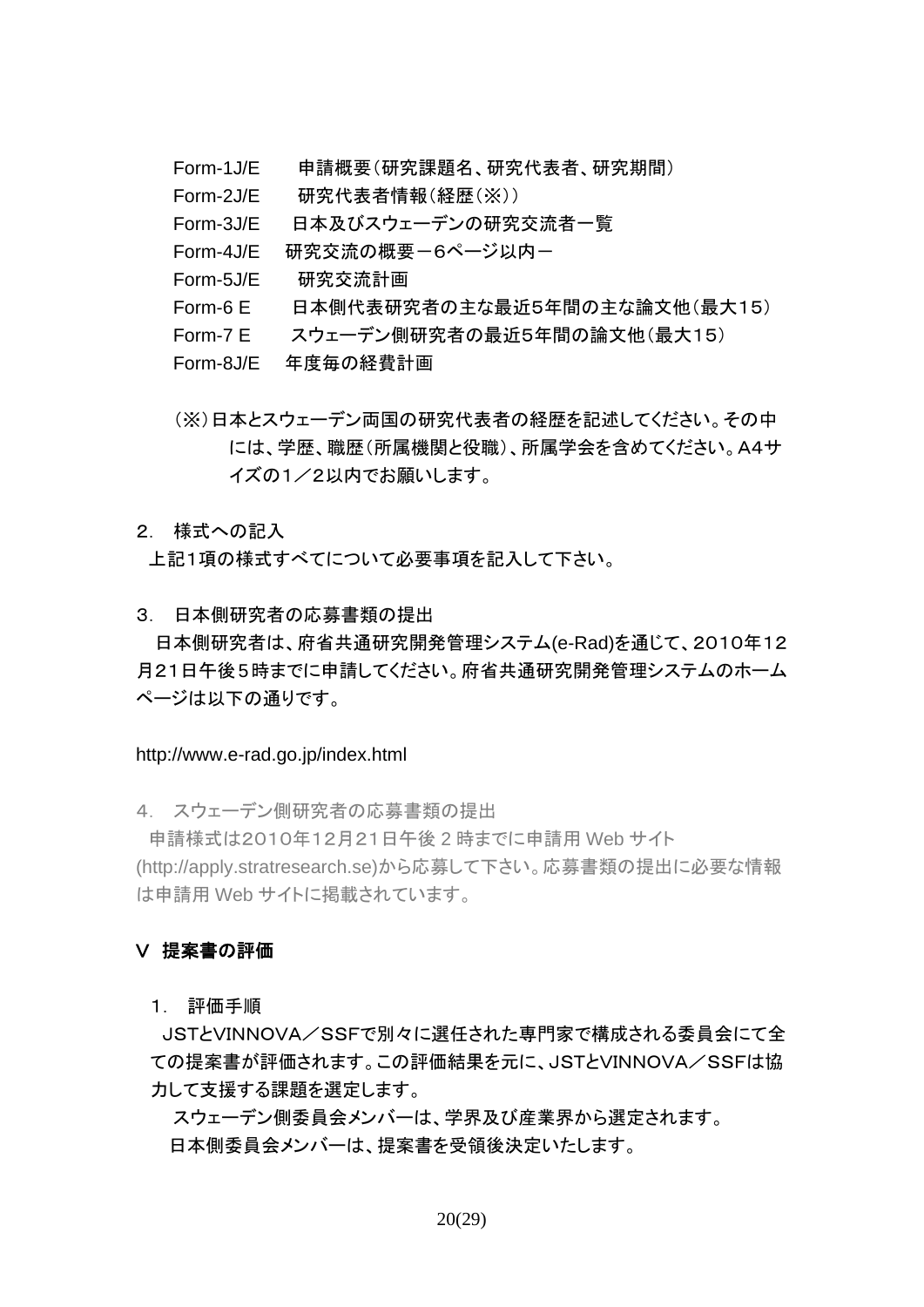Form-1J/E　　申請概要（研究課題名、研究代表者、研究期間）
Form-2J/E　　研究代表者情報（経歴（※））
Form-3J/E　　日本及びスウェーデンの研究交流者一覧
Form-4J/E　　研究交流の概要－6ページ以内－
Form-5J/E　　研究交流計画
Form-6 E　　日本側代表研究者の主な最近5年間の主な論文他（最大15）
Form-7 E　　スウェーデン側研究者の最近5年間の論文他（最大15）
Form-8J/E　　年度毎の経費計画

（※）日本とスウェーデン両国の研究代表者の経歴を記述してください。その中には、学歴、職歴（所属機関と役職）、所属学会を含めてください。A4サイズの1／2以内でお願いします。

2.　様式への記入

上記1項の様式すべてについて必要事項を記入して下さい。

3.　日本側研究者の応募書類の提出

日本側研究者は、府省共通研究開発管理システム(e-Rad)を通じて、2010年12月21日午後5時までに申請してください。府省共通研究開発管理システムのホームページは以下の通りです。

http://www.e-rad.go.jp/index.html

4.　スウェーデン側研究者の応募書類の提出

申請様式は2010年12月21日午後 2 時までに申請用 Web サイト(http://apply.stratresearch.se)から応募して下さい。応募書類の提出に必要な情報は申請用 Web サイトに掲載されています。

## V　提案書の評価

1.　評価手順

JSTとVINNOVA／SSFで別々に選任された専門家で構成される委員会にて全ての提案書が評価されます。この評価結果を元に、JSTとVINNOVA／SSFは協力して支援する課題を選定します。

スウェーデン側委員会メンバーは、学界及び産業界から選定されます。

日本側委員会メンバーは、提案書を受領後決定いたします。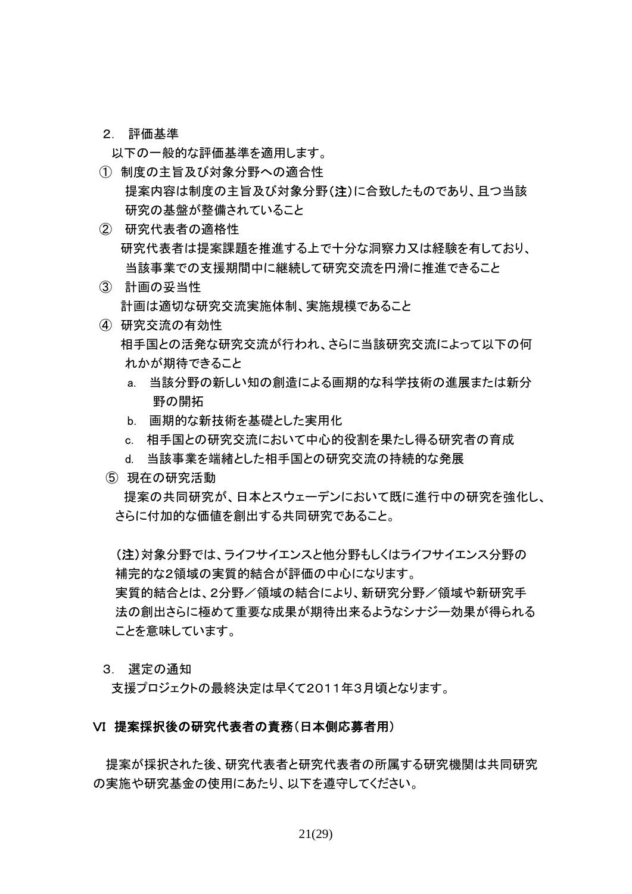２． 評価基準

以下の一般的な評価基準を適用します。

① 制度の主旨及び対象分野への適合性

提案内容は制度の主旨及び対象分野(**注**)に合致したものであり、且つ当該研究の基盤が整備されていること

② 研究代表者の適格性

研究代表者は提案課題を推進する上で十分な洞察力又は経験を有しており、当該事業での支援期間中に継続して研究交流を円滑に推進できること

③ 計画の妥当性

計画は適切な研究交流実施体制、実施規模であること

④ 研究交流の有効性

相手国との活発な研究交流が行われ、さらに当該研究交流によって以下の何れかが期待できること

a. 当該分野の新しい知の創造による画期的な科学技術の進展または新分野の開拓

b. 画期的な新技術を基礎とした実用化

c. 相手国との研究交流において中心的役割を果たし得る研究者の育成

d. 当該事業を端緒とした相手国との研究交流の持続的な発展

⑤ 現在の研究活動

提案の共同研究が、日本とスウェーデンにおいて既に進行中の研究を強化し、さらに付加的な価値を創出する共同研究であること。

(**注**)対象分野では、ライフサイエンスと他分野もしくはライフサイエンス分野の補完的な2領域の実質的結合が評価の中心になります。

実質的結合とは、2分野／領域の結合により、新研究分野／領域や新研究手法の創出さらに極めて重要な成果が期待出来るようなシナジー効果が得られることを意味しています。

３． 選定の通知

支援プロジェクトの最終決定は早くて2011年3月頃となります。

## Ⅵ 提案採択後の研究代表者の責務（日本側応募者用）

提案が採択された後、研究代表者と研究代表者の所属する研究機関は共同研究の実施や研究基金の使用にあたり、以下を遵守してください。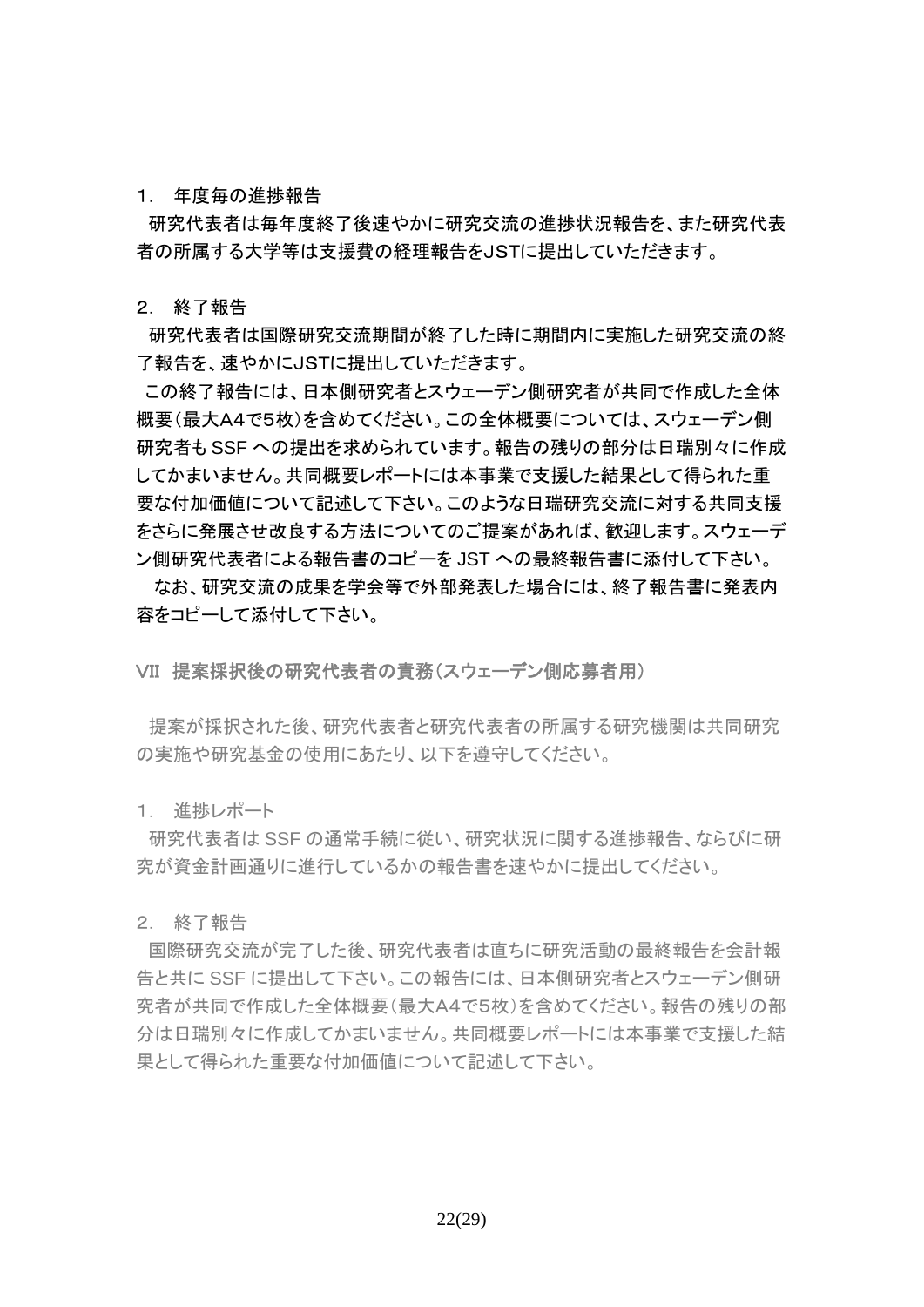1．年度毎の進捗報告

研究代表者は毎年度終了後速やかに研究交流の進捗状況報告を、また研究代表者の所属する大学等は支援費の経理報告をJSTに提出していただきます。

2．終了報告

研究代表者は国際研究交流期間が終了した時に期間内に実施した研究交流の終了報告を、速やかにJSTに提出していただきます。

この終了報告には、日本側研究者とスウェーデン側研究者が共同で作成した全体概要（最大A4で5枚）を含めてください。この全体概要については、スウェーデン側研究者も SSF への提出を求められています。報告の残りの部分は日瑞別々に作成してかまいません。共同概要レポートには本事業で支援した結果として得られた重要な付加価値について記述して下さい。このような日瑞研究交流に対する共同支援をさらに発展させ改良する方法についてのご提案があれば、歓迎します。スウェーデン側研究代表者による報告書のコピーを JST への最終報告書に添付して下さい。

なお、研究交流の成果を学会等で外部発表した場合には、終了報告書に発表内容をコピーして添付して下さい。

## VII 提案採択後の研究代表者の責務（スウェーデン側応募者用）

提案が採択された後、研究代表者と研究代表者の所属する研究機関は共同研究の実施や研究基金の使用にあたり、以下を遵守してください。

1．進捗レポート

研究代表者は SSF の通常手続に従い、研究状況に関する進捗報告、ならびに研究が資金計画通りに進行しているかの報告書を速やかに提出してください。

2．終了報告

国際研究交流が完了した後、研究代表者は直ちに研究活動の最終報告を会計報告と共に SSF に提出して下さい。この報告には、日本側研究者とスウェーデン側研究者が共同で作成した全体概要（最大A4で5枚）を含めてください。報告の残りの部分は日瑞別々に作成してかまいません。共同概要レポートには本事業で支援した結果として得られた重要な付加価値について記述して下さい。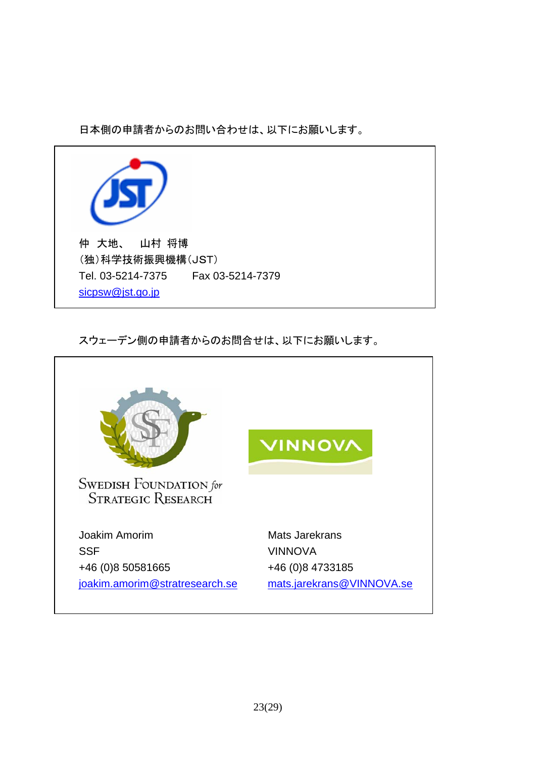日本側の申請者からのお問い合わせは、以下にお願いします。

仲　大地、　山村 将博
（独）科学技術振興機構（JST）
Tel. 03-5214-7375　　Fax 03-5214-7379
sicpsw@jst.go.jp

スウェーデン側の申請者からのお問合せは、以下にお願いします。

Swedish Foundation for Strategic Research

| | |
|---|---|
| Joakim Amorim | Mats Jarekrans |
| SSF | VINNOVA |
| +46 (0)8 50581665 | +46 (0)8 4733185 |
| joakim.amorim@stratresearch.se | mats.jarekrans@VINNOVA.se |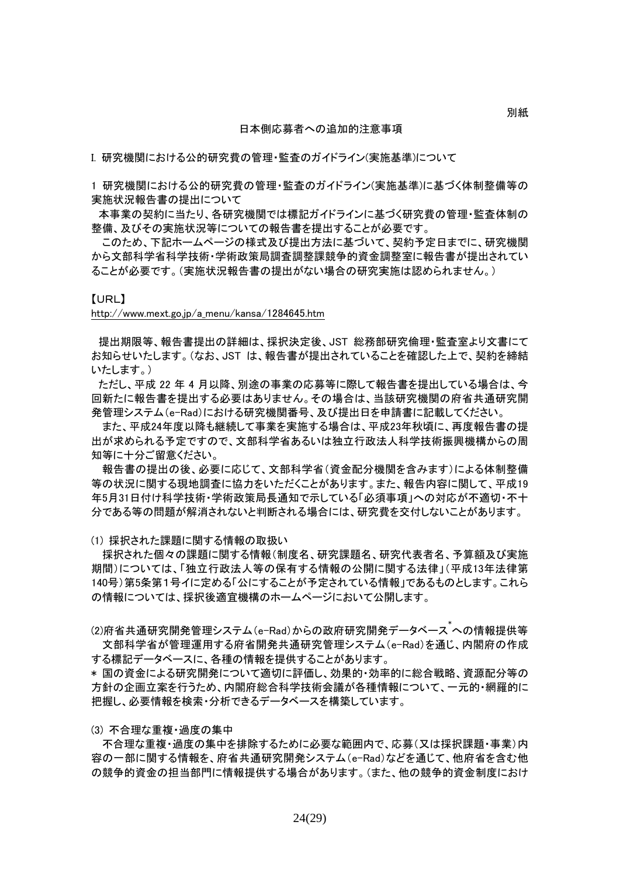別紙

日本側応募者への追加的注意事項

## I. 研究機関における公的研究費の管理・監査のガイドライン(実施基準)について

### 1 研究機関における公的研究費の管理・監査のガイドライン(実施基準)に基づく体制整備等の実施状況報告書の提出について

本事業の契約に当たり、各研究機関では標記ガイドラインに基づく研究費の管理・監査体制の整備、及びその実施状況等についての報告書を提出することが必要です。

このため、下記ホームページの様式及び提出方法に基づいて、契約予定日までに、研究機関から文部科学省科学技術・学術政策局調整課競争的資金調整室に報告書が提出されていることが必要です。(実施状況報告書の提出がない場合の研究実施は認められません。)

【URL】

http://www.mext.go.jp/a_menu/kansa/1284645.htm

提出期限等、報告書提出の詳細は、採択決定後、JST 総務部研究倫理・監査室より文書にてお知らせいたします。(なお、JST は、報告書が提出されていることを確認した上で、契約を締結いたします。)

ただし、平成 22 年 4 月以降、別途の事業の応募等に際して報告書を提出している場合は、今回新たに報告書を提出する必要はありません。その場合は、当該研究機関の府省共通研究開発管理システム(e-Rad)における研究機関番号、及び提出日を申請書に記載してください。

また、平成24年度以降も継続して事業を実施する場合は、平成23年秋頃に、再度報告書の提出が求められる予定ですので、文部科学省あるいは独立行政法人科学技術振興機構からの周知等に十分ご留意ください。

報告書の提出の後、必要に応じて、文部科学省(資金配分機関を含みます)による体制整備等の状況に関する現地調査に協力をいただくことがあります。また、報告内容に関して、平成19年5月31日付け科学技術・学術政策局長通知で示している「必須事項」への対応が不適切・不十分である等の問題が解消されないと判断される場合には、研究費を交付しないことがあります。

#### (1) 採択された課題に関する情報の取扱い

採択された個々の課題に関する情報(制度名、研究課題名、研究代表者名、予算額及び実施期間)については、「独立行政法人等の保有する情報の公開に関する法律」(平成13年法律第140号)第5条第1号イに定める「公にすることが予定されている情報」であるものとします。これらの情報については、採択後適宜機構のホームページにおいて公開します。

#### (2)府省共通研究開発管理システム(e-Rad)からの政府研究開発データベース*への情報提供等

文部科学省が管理運用する府省開発共通研究管理システム(e-Rad)を通じ、内閣府の作成する標記データベースに、各種の情報を提供することがあります。

* 国の資金による研究開発について適切に評価し、効果的・効率的に総合戦略、資源配分等の方針の企画立案を行うため、内閣府総合科学技術会議が各種情報について、一元的・網羅的に把握し、必要情報を検索・分析できるデータベースを構築しています。

#### (3) 不合理な重複・過度の集中

不合理な重複・過度の集中を排除するために必要な範囲内で、応募(又は採択課題・事業)内容の一部に関する情報を、府省共通研究開発システム(e-Rad)などを通じて、他府省を含む他の競争的資金の担当部門に情報提供する場合があります。(また、他の競争的資金制度におけ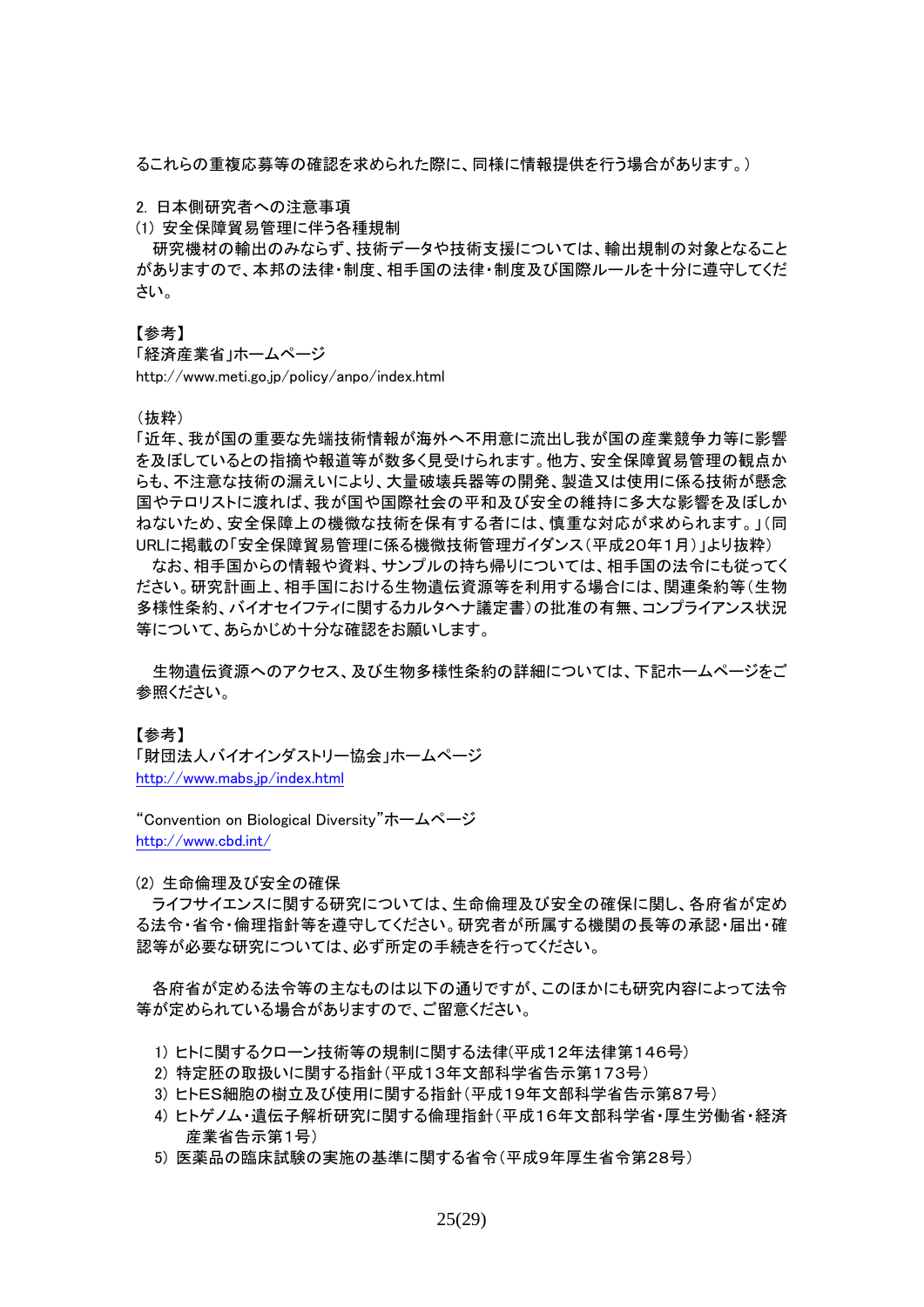るこれらの重複応募等の確認を求められた際に、同様に情報提供を行う場合があります。）

2. 日本側研究者への注意事項

(1) 安全保障貿易管理に伴う各種規制

研究機材の輸出のみならず、技術データや技術支援については、輸出規制の対象となることがありますので、本邦の法律・制度、相手国の法律・制度及び国際ルールを十分に遵守してください。

【参考】
「経済産業省」ホームページ
http://www.meti.go.jp/policy/anpo/index.html

（抜粋）
「近年、我が国の重要な先端技術情報が海外へ不用意に流出し我が国の産業競争力等に影響を及ぼしているとの指摘や報道等が数多く見受けられます。他方、安全保障貿易管理の観点からも、不注意な技術の漏えいにより、大量破壊兵器等の開発、製造又は使用に係る技術が懸念国やテロリストに渡れば、我が国や国際社会の平和及び安全の維持に多大な影響を及ぼしかねないため、安全保障上の機微な技術を保有する者には、慎重な対応が求められます。」（同URLに掲載の「安全保障貿易管理に係る機微技術管理ガイダンス（平成20年1月）」より抜粋）

なお、相手国からの情報や資料、サンプルの持ち帰りについては、相手国の法令にも従ってください。研究計画上、相手国における生物遺伝資源等を利用する場合には、関連条約等（生物多様性条約、バイオセイフティに関するカルタヘナ議定書）の批准の有無、コンプライアンス状況等について、あらかじめ十分な確認をお願いします。

生物遺伝資源へのアクセス、及び生物多様性条約の詳細については、下記ホームページをご参照ください。

【参考】
「財団法人バイオインダストリー協会」ホームページ
http://www.mabs.jp/index.html

"Convention on Biological Diversity"ホームページ
http://www.cbd.int/

(2) 生命倫理及び安全の確保

ライフサイエンスに関する研究については、生命倫理及び安全の確保に関し、各府省が定める法令・省令・倫理指針等を遵守してください。研究者が所属する機関の長等の承認・届出・確認等が必要な研究については、必ず所定の手続きを行ってください。

各府省が定める法令等の主なものは以下の通りですが、このほかにも研究内容によって法令等が定められている場合がありますので、ご留意ください。

1) ヒトに関するクローン技術等の規制に関する法律(平成12年法律第146号)
2) 特定胚の取扱いに関する指針（平成13年文部科学省告示第173号）
3) ヒトES細胞の樹立及び使用に関する指針（平成19年文部科学省告示第87号）
4) ヒトゲノム・遺伝子解析研究に関する倫理指針（平成16年文部科学省・厚生労働省・経済産業省告示第1号）
5) 医薬品の臨床試験の実施の基準に関する省令（平成9年厚生省令第28号）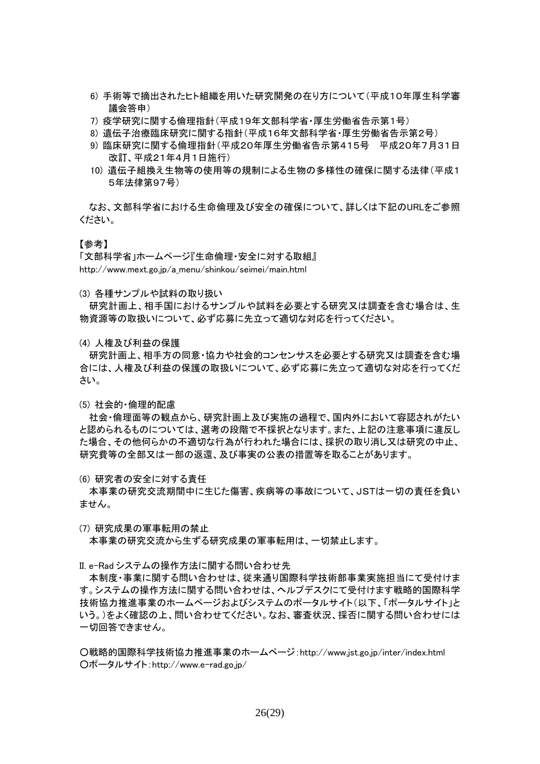6) 手術等で摘出されたヒト組織を用いた研究開発の在り方について（平成10年厚生科学審議会答申）
7) 疫学研究に関する倫理指針（平成19年文部科学省・厚生労働省告示第1号）
8) 遺伝子治療臨床研究に関する指針（平成16年文部科学省・厚生労働省告示第2号）
9) 臨床研究に関する倫理指針（平成20年厚生労働省告示第415号　平成20年7月31日改訂、平成21年4月1日施行）
10) 遺伝子組換え生物等の使用等の規制による生物の多様性の確保に関する法律（平成15年法律第97号）

なお、文部科学省における生命倫理及び安全の確保について、詳しくは下記のURLをご参照ください。

【参考】
「文部科学省」ホームページ『生命倫理・安全に対する取組』
http://www.mext.go.jp/a_menu/shinkou/seimei/main.html

⑶ 各種サンプルや試料の取り扱い

研究計画上、相手国におけるサンプルや試料を必要とする研究又は調査を含む場合は、生物資源等の取扱いについて、必ず応募に先立って適切な対応を行ってください。

⑷ 人権及び利益の保護

研究計画上、相手方の同意・協力や社会的コンセンサスを必要とする研究又は調査を含む場合には、人権及び利益の保護の取扱いについて、必ず応募に先立って適切な対応を行ってください。

⑸ 社会的・倫理的配慮

社会・倫理面等の観点から、研究計画上及び実施の過程で、国内外において容認されがたいと認められるものについては、選考の段階で不採択となります。また、上記の注意事項に違反した場合、その他何らかの不適切な行為が行われた場合には、採択の取り消し又は研究の中止、研究費等の全部又は一部の返還、及び事実の公表の措置等を取ることがあります。

⑹ 研究者の安全に対する責任

本事業の研究交流期間中に生じた傷害、疾病等の事故について、JSTは一切の責任を負いません。

⑺ 研究成果の軍事転用の禁止

本事業の研究交流から生ずる研究成果の軍事転用は、一切禁止します。

Ⅱ. e-Rad システムの操作方法に関する問い合わせ先

本制度・事業に関する問い合わせは、従来通り国際科学技術部事業実施担当にて受付けます。システムの操作方法に関する問い合わせは、ヘルプデスクにて受付けます戦略的国際科学技術協力推進事業のホームページおよびシステムのポータルサイト（以下、「ポータルサイト」という。）をよく確認の上、問い合わせてください。なお、審査状況、採否に関する問い合わせには一切回答できません。

○戦略的国際科学技術協力推進事業のホームページ：http://www.jst.go.jp/inter/index.html
○ポータルサイト：http://www.e-rad.go.jp/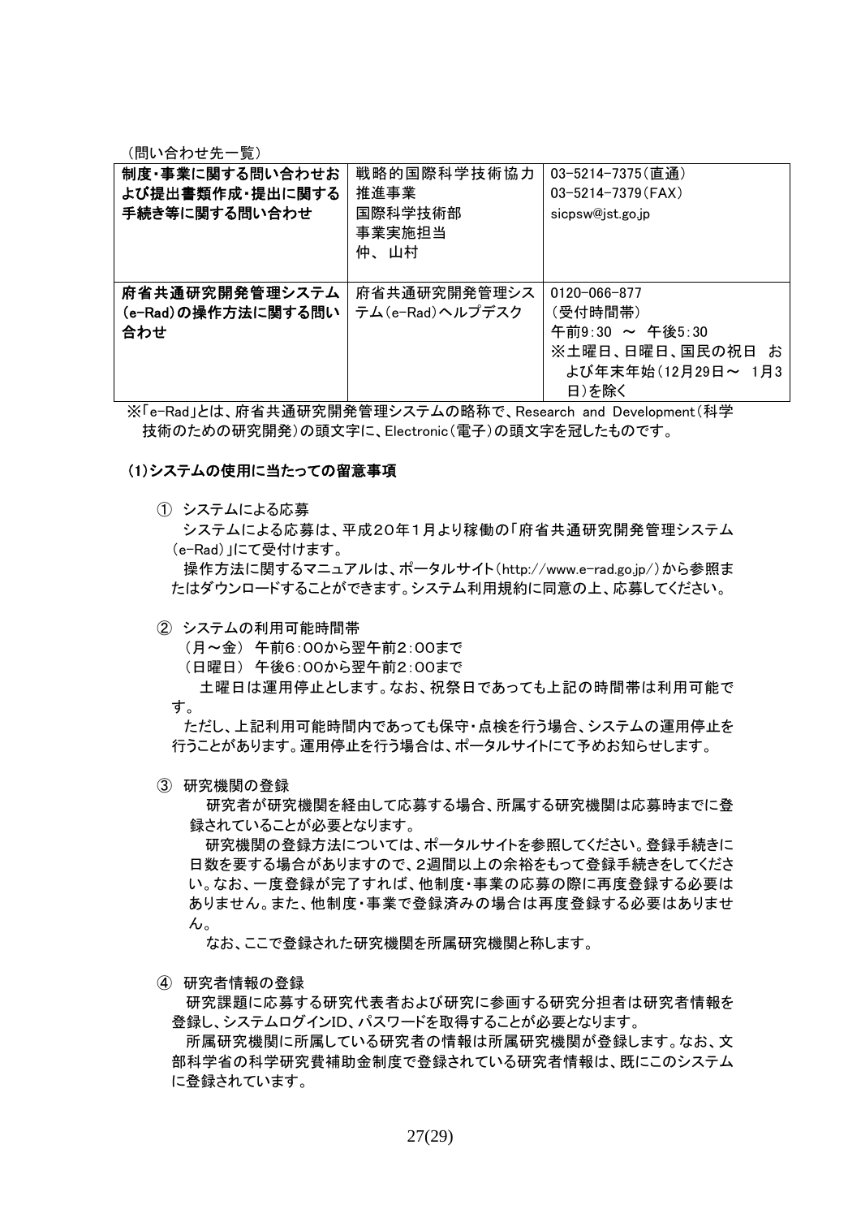（問い合わせ先一覧）

| | | |
|---|---|---|
| **制度・事業に関する問い合わせおよび提出書類作成・提出に関する手続き等に関する問い合わせ** | 戦略的国際科学技術協力推進事業<br>国際科学技術部<br>事業実施担当<br>仲、山村 | 03-5214-7375（直通）<br>03-5214-7379（FAX）<br>sicpsw@jst.go.jp |
| **府省共通研究開発管理システム(e-Rad)の操作方法に関する問い合わせ** | 府省共通研究開発管理システム（e-Rad）ヘルプデスク | 0120-066-877<br>（受付時間帯）<br>午前9:30 ～ 午後5:30<br>※土曜日、日曜日、国民の祝日 および年末年始（12月29日～ 1月3日）を除く |

※「e-Rad」とは、府省共通研究開発管理システムの略称で、Research and Development（科学技術のための研究開発）の頭文字に、Electronic（電子）の頭文字を冠したものです。

**(1)システムの使用に当たっての留意事項**

① システムによる応募

システムによる応募は、平成20年1月より稼働の「府省共通研究開発管理システム（e-Rad）」にて受付けます。

操作方法に関するマニュアルは、ポータルサイト（http://www.e-rad.go.jp/）から参照またはダウンロードすることができます。システム利用規約に同意の上、応募してください。

② システムの利用可能時間帯

（月～金） 午前6：00から翌午前2：00まで

（日曜日） 午後6：00から翌午前2：00まで

土曜日は運用停止とします。なお、祝祭日であっても上記の時間帯は利用可能です。

ただし、上記利用可能時間内であっても保守・点検を行う場合、システムの運用停止を行うことがあります。運用停止を行う場合は、ポータルサイトにて予めお知らせします。

③ 研究機関の登録

研究者が研究機関を経由して応募する場合、所属する研究機関は応募時までに登録されていることが必要となります。

研究機関の登録方法については、ポータルサイトを参照してください。登録手続きに日数を要する場合がありますので、2週間以上の余裕をもって登録手続きをしてください。なお、一度登録が完了すれば、他制度・事業の応募の際に再度登録する必要はありません。また、他制度・事業で登録済みの場合は再度登録する必要はありません。

なお、ここで登録された研究機関を所属研究機関と称します。

④ 研究者情報の登録

研究課題に応募する研究代表者および研究に参画する研究分担者は研究者情報を登録し、システムログインID、パスワードを取得することが必要となります。

所属研究機関に所属している研究者の情報は所属研究機関が登録します。なお、文部科学省の科学研究費補助金制度で登録されている研究者情報は、既にこのシステムに登録されています。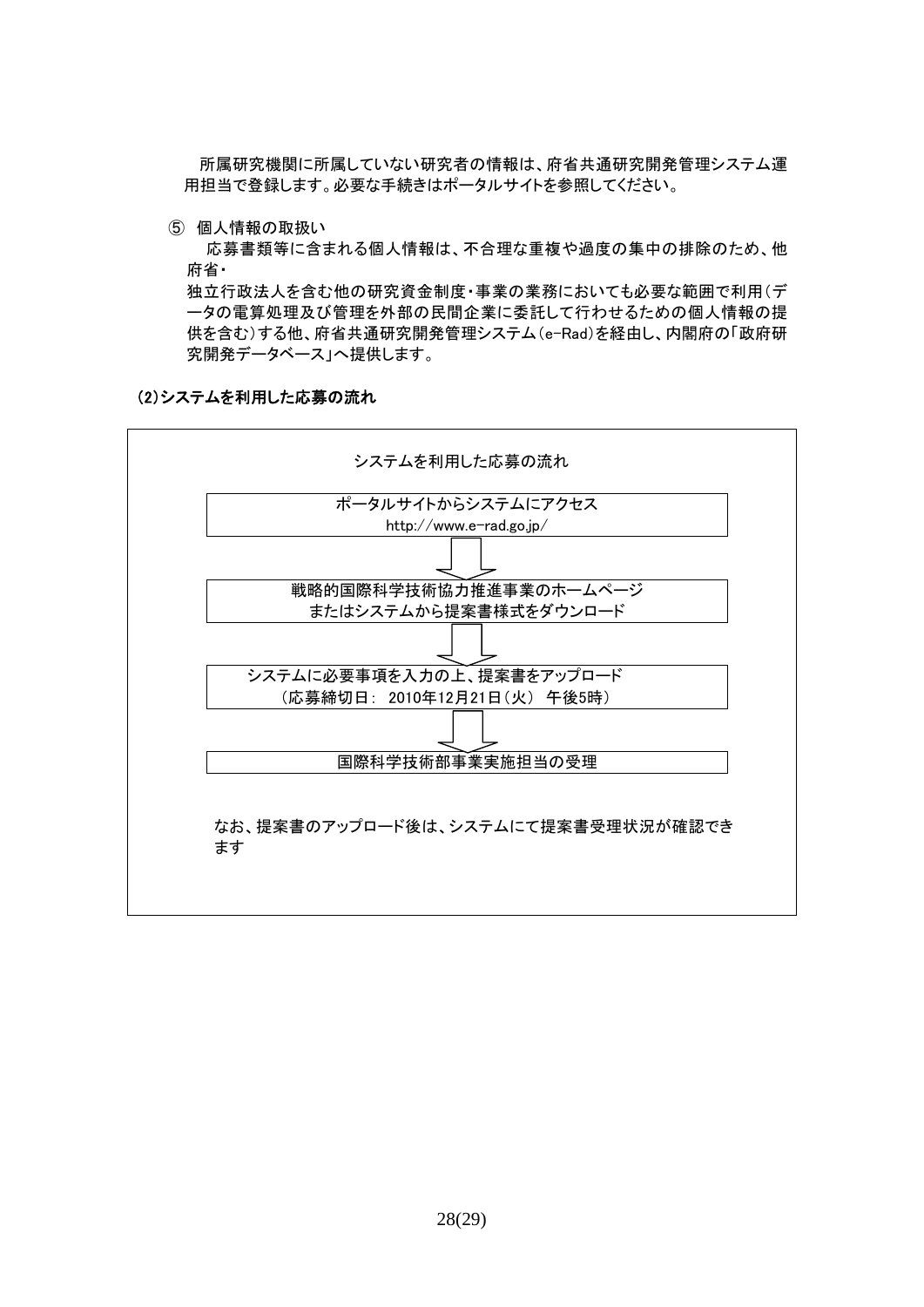所属研究機関に所属していない研究者の情報は、府省共通研究開発管理システム運用担当で登録します。必要な手続きはポータルサイトを参照してください。

⑤ 個人情報の取扱い

応募書類等に含まれる個人情報は、不合理な重複や過度の集中の排除のため、他府省・
独立行政法人を含む他の研究資金制度・事業の業務においても必要な範囲で利用(データの電算処理及び管理を外部の民間企業に委託して行わせるための個人情報の提供を含む)する他、府省共通研究開発管理システム(e-Rad)を経由し、内閣府の「政府研究開発データベース」へ提供します。

**(2)システムを利用した応募の流れ**

システムを利用した応募の流れ

ポータルサイトからシステムにアクセス
http://www.e-rad.go.jp/

↓

戦略的国際科学技術協力推進事業のホームページ
またはシステムから提案書様式をダウンロード

↓

システムに必要事項を入力の上、提案書をアップロード
（応募締切日： 2010年12月21日（火） 午後5時）

↓

国際科学技術部事業実施担当の受理

なお、提案書のアップロード後は、システムにて提案書受理状況が確認できます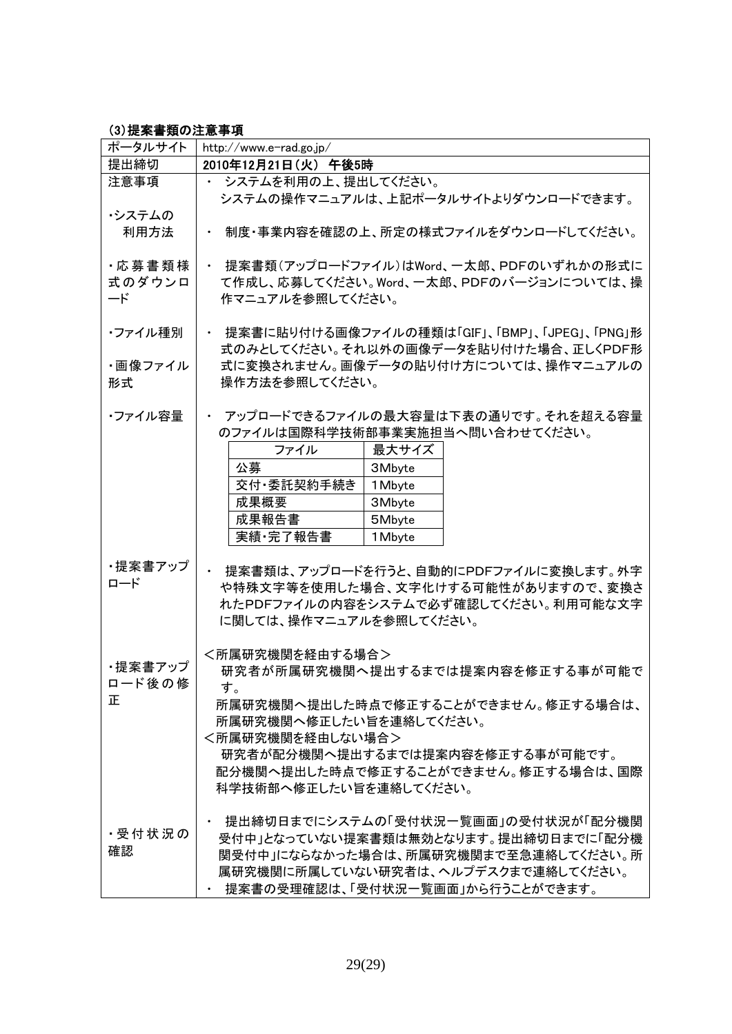### (3)提案書類の注意事項

| | |
|---|---|
| ポータルサイト | http://www.e-rad.go.jp/ |
| 提出締切 | **2010年12月21日(火) 午後5時** |
| 注意事項<br><br>・システムの利用方法 | ・ システムを利用の上、提出してください。<br>システムの操作マニュアルは、上記ポータルサイトよりダウンロードできます。 |
| ・応募書類様式のダウンロード | ・ 制度・事業内容を確認の上、所定の様式ファイルをダウンロードしてください。 |
| ・ファイル種別 | ・ 提案書類(アップロードファイル)はWord、一太郎、PDFのいずれかの形式にて作成し、応募してください。Word、一太郎、PDFのバージョンについては、操作マニュアルを参照してください。 |
| ・画像ファイル形式 | ・ 提案書に貼り付ける画像ファイルの種類は「GIF」、「BMP」、「JPEG」、「PNG」形式のみとしてください。それ以外の画像データを貼り付けた場合、正しくPDF形式に変換されません。画像データの貼り付け方については、操作マニュアルの操作方法を参照してください。 |
| ・ファイル容量 | ・ アップロードできるファイルの最大容量は下表の通りです。それを超える容量のファイルは国際科学技術部事業実施担当へ問い合わせてください。<br>ファイル：最大サイズ<br>公募：3Mbyte<br>交付・委託契約手続き：1Mbyte<br>成果概要：3Mbyte<br>成果報告書：5Mbyte<br>実績・完了報告書：1Mbyte |
| ・提案書アップロード | ・ 提案書類は、アップロードを行うと、自動的にPDFファイルに変換します。外字や特殊文字等を使用した場合、文字化けする可能性がありますので、変換されたPDFファイルの内容をシステムで必ず確認してください。利用可能な文字に関しては、操作マニュアルを参照してください。 |
| ・提案書アップロード後の修正 | <所属研究機関を経由する場合><br>研究者が所属研究機関へ提出するまでは提案内容を修正する事が可能です。<br>所属研究機関へ提出した時点で修正することができません。修正する場合は、所属研究機関へ修正したい旨を連絡してください。<br><所属研究機関を経由しない場合><br>研究者が配分機関へ提出するまでは提案内容を修正する事が可能です。<br>配分機関へ提出した時点で修正することができません。修正する場合は、国際科学技術部へ修正したい旨を連絡してください。 |
| ・受付状況の確認 | ・ 提出締切日までにシステムの「受付状況一覧画面」の受付状況が「配分機関受付中」となっていない提案書類は無効となります。提出締切日までに「配分機関受付中」にならなかった場合は、所属研究機関まで至急連絡してください。所属研究機関に所属していない研究者は、ヘルプデスクまで連絡してください。<br>・ 提案書の受理確認は、「受付状況一覧画面」から行うことができます。 |